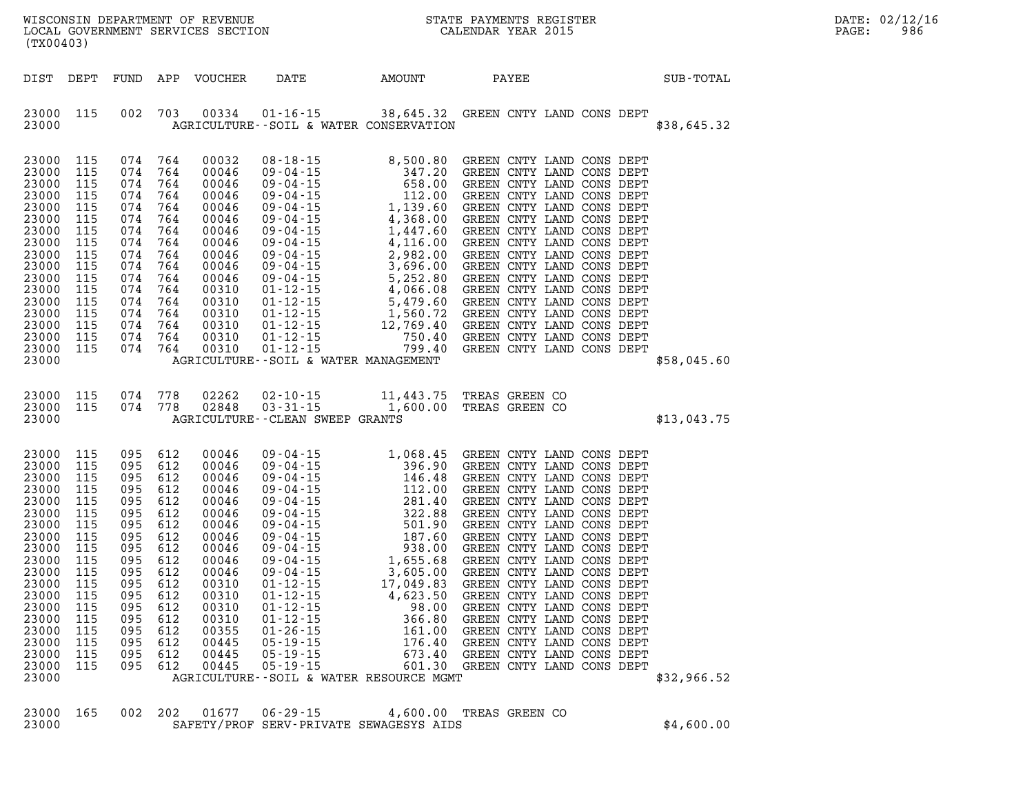WISCONSIN DEPARTMENT OF REVENUE
LOCAL GOVERNMENT SERVICES SECTION
(TX00403)

STATE PAYMENTS REGISTER
CALENDAR YEAR 2015

DATE: 02/12/16
PAGE: 986

| DIST | DEPT | FUND | APP | VOUCHER | DATE | AMOUNT | PAYEE | SUB-TOTAL |
|---|---|---|---|---|---|---|---|---|
| 23000 | 115 | 002 | 703 | 00334 | 01-16-15 | 38,645.32 | GREEN CNTY LAND CONS DEPT | |
| 23000 | | | | | AGRICULTURE--SOIL & WATER CONSERVATION | | | $38,645.32 |
| 23000 | 115 | 074 | 764 | 00032 | 08-18-15 | 8,500.80 | GREEN CNTY LAND CONS DEPT | |
| 23000 | 115 | 074 | 764 | 00046 | 09-04-15 | 347.20 | GREEN CNTY LAND CONS DEPT | |
| 23000 | 115 | 074 | 764 | 00046 | 09-04-15 | 658.00 | GREEN CNTY LAND CONS DEPT | |
| 23000 | 115 | 074 | 764 | 00046 | 09-04-15 | 112.00 | GREEN CNTY LAND CONS DEPT | |
| 23000 | 115 | 074 | 764 | 00046 | 09-04-15 | 1,139.60 | GREEN CNTY LAND CONS DEPT | |
| 23000 | 115 | 074 | 764 | 00046 | 09-04-15 | 4,368.00 | GREEN CNTY LAND CONS DEPT | |
| 23000 | 115 | 074 | 764 | 00046 | 09-04-15 | 1,447.60 | GREEN CNTY LAND CONS DEPT | |
| 23000 | 115 | 074 | 764 | 00046 | 09-04-15 | 4,116.00 | GREEN CNTY LAND CONS DEPT | |
| 23000 | 115 | 074 | 764 | 00046 | 09-04-15 | 2,982.00 | GREEN CNTY LAND CONS DEPT | |
| 23000 | 115 | 074 | 764 | 00046 | 09-04-15 | 3,696.00 | GREEN CNTY LAND CONS DEPT | |
| 23000 | 115 | 074 | 764 | 00046 | 09-04-15 | 5,252.80 | GREEN CNTY LAND CONS DEPT | |
| 23000 | 115 | 074 | 764 | 00310 | 01-12-15 | 4,066.08 | GREEN CNTY LAND CONS DEPT | |
| 23000 | 115 | 074 | 764 | 00310 | 01-12-15 | 5,479.60 | GREEN CNTY LAND CONS DEPT | |
| 23000 | 115 | 074 | 764 | 00310 | 01-12-15 | 1,560.72 | GREEN CNTY LAND CONS DEPT | |
| 23000 | 115 | 074 | 764 | 00310 | 01-12-15 | 12,769.40 | GREEN CNTY LAND CONS DEPT | |
| 23000 | 115 | 074 | 764 | 00310 | 01-12-15 | 750.40 | GREEN CNTY LAND CONS DEPT | |
| 23000 | 115 | 074 | 764 | 00310 | 01-12-15 | 799.40 | GREEN CNTY LAND CONS DEPT | |
| 23000 | | | | | AGRICULTURE--SOIL & WATER MANAGEMENT | | | $58,045.60 |
| 23000 | 115 | 074 | 778 | 02262 | 02-10-15 | 11,443.75 | TREAS GREEN CO | |
| 23000 | 115 | 074 | 778 | 02848 | 03-31-15 | 1,600.00 | TREAS GREEN CO | |
| 23000 | | | | | AGRICULTURE--CLEAN SWEEP GRANTS | | | $13,043.75 |
| 23000 | 115 | 095 | 612 | 00046 | 09-04-15 | 1,068.45 | GREEN CNTY LAND CONS DEPT | |
| 23000 | 115 | 095 | 612 | 00046 | 09-04-15 | 396.90 | GREEN CNTY LAND CONS DEPT | |
| 23000 | 115 | 095 | 612 | 00046 | 09-04-15 | 146.48 | GREEN CNTY LAND CONS DEPT | |
| 23000 | 115 | 095 | 612 | 00046 | 09-04-15 | 112.00 | GREEN CNTY LAND CONS DEPT | |
| 23000 | 115 | 095 | 612 | 00046 | 09-04-15 | 281.40 | GREEN CNTY LAND CONS DEPT | |
| 23000 | 115 | 095 | 612 | 00046 | 09-04-15 | 322.88 | GREEN CNTY LAND CONS DEPT | |
| 23000 | 115 | 095 | 612 | 00046 | 09-04-15 | 501.90 | GREEN CNTY LAND CONS DEPT | |
| 23000 | 115 | 095 | 612 | 00046 | 09-04-15 | 187.60 | GREEN CNTY LAND CONS DEPT | |
| 23000 | 115 | 095 | 612 | 00046 | 09-04-15 | 938.00 | GREEN CNTY LAND CONS DEPT | |
| 23000 | 115 | 095 | 612 | 00046 | 09-04-15 | 1,655.68 | GREEN CNTY LAND CONS DEPT | |
| 23000 | 115 | 095 | 612 | 00046 | 09-04-15 | 3,605.00 | GREEN CNTY LAND CONS DEPT | |
| 23000 | 115 | 095 | 612 | 00310 | 01-12-15 | 17,049.83 | GREEN CNTY LAND CONS DEPT | |
| 23000 | 115 | 095 | 612 | 00310 | 01-12-15 | 4,623.50 | GREEN CNTY LAND CONS DEPT | |
| 23000 | 115 | 095 | 612 | 00310 | 01-12-15 | 98.00 | GREEN CNTY LAND CONS DEPT | |
| 23000 | 115 | 095 | 612 | 00310 | 01-12-15 | 366.80 | GREEN CNTY LAND CONS DEPT | |
| 23000 | 115 | 095 | 612 | 00355 | 01-26-15 | 161.00 | GREEN CNTY LAND CONS DEPT | |
| 23000 | 115 | 095 | 612 | 00445 | 05-19-15 | 176.40 | GREEN CNTY LAND CONS DEPT | |
| 23000 | 115 | 095 | 612 | 00445 | 05-19-15 | 673.40 | GREEN CNTY LAND CONS DEPT | |
| 23000 | 115 | 095 | 612 | 00445 | 05-19-15 | 601.30 | GREEN CNTY LAND CONS DEPT | |
| 23000 | | | | | AGRICULTURE--SOIL & WATER RESOURCE MGMT | | | $32,966.52 |
| 23000 | 165 | 002 | 202 | 01677 | 06-29-15 | 4,600.00 | TREAS GREEN CO | |
| 23000 | | | | | SAFETY/PROF SERV-PRIVATE SEWAGESYS AIDS | | | $4,600.00 |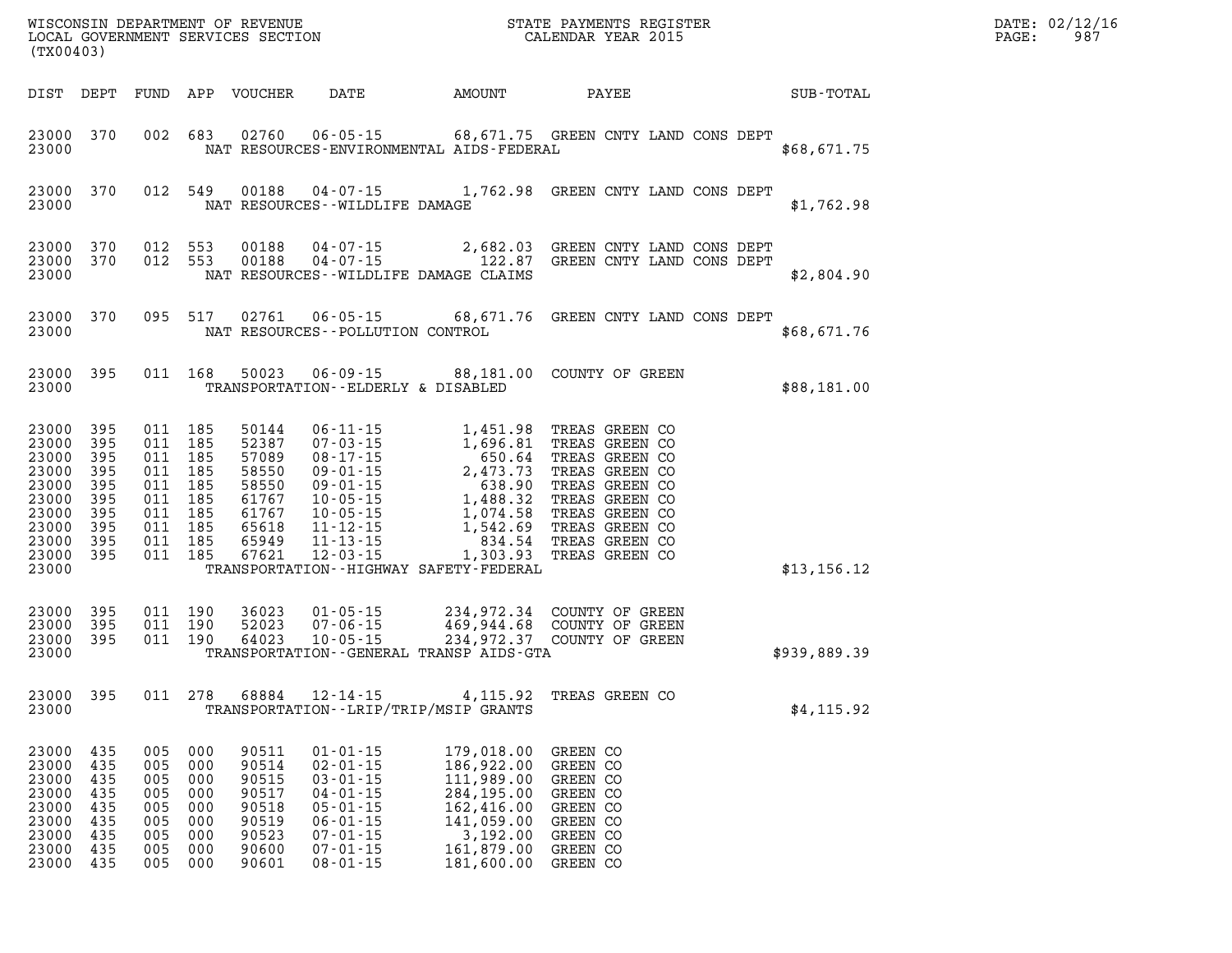| DIST | DEPT | FUND | APP | VOUCHER | DATE | AMOUNT | PAYEE | SUB-TOTAL |
|---|---|---|---|---|---|---|---|---|
| 23000 | 370 | 002 | 683 | 02760 | 06-05-15 | 68,671.75 | GREEN CNTY LAND CONS DEPT | |
| 23000 | | | | | NAT RESOURCES-ENVIRONMENTAL AIDS-FEDERAL | | | $68,671.75 |
| 23000 | 370 | 012 | 549 | 00188 | 04-07-15 | 1,762.98 | GREEN CNTY LAND CONS DEPT | |
| 23000 | | | | | NAT RESOURCES--WILDLIFE DAMAGE | | | $1,762.98 |
| 23000 | 370 | 012 | 553 | 00188 | 04-07-15 | 2,682.03 | GREEN CNTY LAND CONS DEPT | |
| 23000 | 370 | 012 | 553 | 00188 | 04-07-15 | 122.87 | GREEN CNTY LAND CONS DEPT | |
| 23000 | | | | | NAT RESOURCES--WILDLIFE DAMAGE CLAIMS | | | $2,804.90 |
| 23000 | 370 | 095 | 517 | 02761 | 06-05-15 | 68,671.76 | GREEN CNTY LAND CONS DEPT | |
| 23000 | | | | | NAT RESOURCES--POLLUTION CONTROL | | | $68,671.76 |
| 23000 | 395 | 011 | 168 | 50023 | 06-09-15 | 88,181.00 | COUNTY OF GREEN | |
| 23000 | | | | | TRANSPORTATION--ELDERLY & DISABLED | | | $88,181.00 |
| 23000 | 395 | 011 | 185 | 50144 | 06-11-15 | 1,451.98 | TREAS GREEN CO | |
| 23000 | 395 | 011 | 185 | 52387 | 07-03-15 | 1,696.81 | TREAS GREEN CO | |
| 23000 | 395 | 011 | 185 | 57089 | 08-17-15 | 650.64 | TREAS GREEN CO | |
| 23000 | 395 | 011 | 185 | 58550 | 09-01-15 | 2,473.73 | TREAS GREEN CO | |
| 23000 | 395 | 011 | 185 | 58550 | 09-01-15 | 638.90 | TREAS GREEN CO | |
| 23000 | 395 | 011 | 185 | 61767 | 10-05-15 | 1,488.32 | TREAS GREEN CO | |
| 23000 | 395 | 011 | 185 | 61767 | 10-05-15 | 1,074.58 | TREAS GREEN CO | |
| 23000 | 395 | 011 | 185 | 65618 | 11-12-15 | 1,542.69 | TREAS GREEN CO | |
| 23000 | 395 | 011 | 185 | 65949 | 11-13-15 | 834.54 | TREAS GREEN CO | |
| 23000 | 395 | 011 | 185 | 67621 | 12-03-15 | 1,303.93 | TREAS GREEN CO | |
| 23000 | | | | | TRANSPORTATION--HIGHWAY SAFETY-FEDERAL | | | $13,156.12 |
| 23000 | 395 | 011 | 190 | 36023 | 01-05-15 | 234,972.34 | COUNTY OF GREEN | |
| 23000 | 395 | 011 | 190 | 52023 | 07-06-15 | 469,944.68 | COUNTY OF GREEN | |
| 23000 | 395 | 011 | 190 | 64023 | 10-05-15 | 234,972.37 | COUNTY OF GREEN | |
| 23000 | | | | | TRANSPORTATION--GENERAL TRANSP AIDS-GTA | | | $939,889.39 |
| 23000 | 395 | 011 | 278 | 68884 | 12-14-15 | 4,115.92 | TREAS GREEN CO | |
| 23000 | | | | | TRANSPORTATION--LRIP/TRIP/MSIP GRANTS | | | $4,115.92 |
| 23000 | 435 | 005 | 000 | 90511 | 01-01-15 | 179,018.00 | GREEN CO | |
| 23000 | 435 | 005 | 000 | 90514 | 02-01-15 | 186,922.00 | GREEN CO | |
| 23000 | 435 | 005 | 000 | 90515 | 03-01-15 | 111,989.00 | GREEN CO | |
| 23000 | 435 | 005 | 000 | 90517 | 04-01-15 | 284,195.00 | GREEN CO | |
| 23000 | 435 | 005 | 000 | 90518 | 05-01-15 | 162,416.00 | GREEN CO | |
| 23000 | 435 | 005 | 000 | 90519 | 06-01-15 | 141,059.00 | GREEN CO | |
| 23000 | 435 | 005 | 000 | 90523 | 07-01-15 | 3,192.00 | GREEN CO | |
| 23000 | 435 | 005 | 000 | 90600 | 07-01-15 | 161,879.00 | GREEN CO | |
| 23000 | 435 | 005 | 000 | 90601 | 08-01-15 | 181,600.00 | GREEN CO | |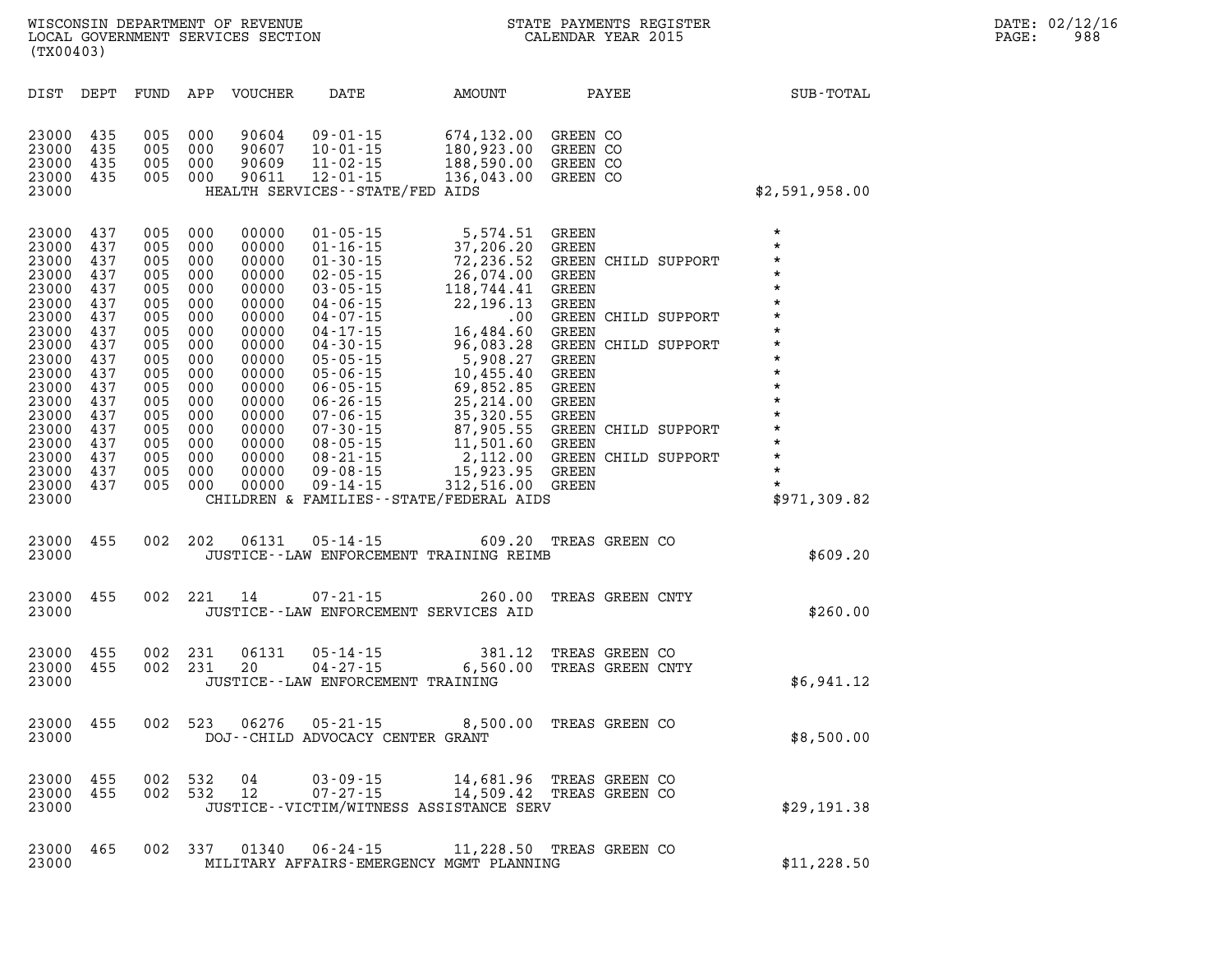WISCONSIN DEPARTMENT OF REVENUE
LOCAL GOVERNMENT SERVICES SECTION
(TX00403)

STATE PAYMENTS REGISTER
CALENDAR YEAR 2015

DATE: 02/12/16
PAGE: 988

| DIST | DEPT | FUND | APP | VOUCHER | DATE | AMOUNT | PAYEE | SUB-TOTAL |
|---|---|---|---|---|---|---|---|---|
| 23000 | 435 | 005 | 000 | 90604 | 09-01-15 | 674,132.00 | GREEN CO | |
| 23000 | 435 | 005 | 000 | 90607 | 10-01-15 | 180,923.00 | GREEN CO | |
| 23000 | 435 | 005 | 000 | 90609 | 11-02-15 | 188,590.00 | GREEN CO | |
| 23000 | 435 | 005 | 000 | 90611 | 12-01-15 | 136,043.00 | GREEN CO | |
| 23000 | | | | | HEALTH SERVICES--STATE/FED AIDS | | | $2,591,958.00 |
| 23000 | 437 | 005 | 000 | 00000 | 01-05-15 | 5,574.51 | GREEN | * |
| 23000 | 437 | 005 | 000 | 00000 | 01-16-15 | 37,206.20 | GREEN | * |
| 23000 | 437 | 005 | 000 | 00000 | 01-30-15 | 72,236.52 | GREEN CHILD SUPPORT | * |
| 23000 | 437 | 005 | 000 | 00000 | 02-05-15 | 26,074.00 | GREEN | * |
| 23000 | 437 | 005 | 000 | 00000 | 03-05-15 | 118,744.41 | GREEN | * |
| 23000 | 437 | 005 | 000 | 00000 | 04-06-15 | 22,196.13 | GREEN | * |
| 23000 | 437 | 005 | 000 | 00000 | 04-07-15 | .00 | GREEN CHILD SUPPORT | * |
| 23000 | 437 | 005 | 000 | 00000 | 04-17-15 | 16,484.60 | GREEN | * |
| 23000 | 437 | 005 | 000 | 00000 | 04-30-15 | 96,083.28 | GREEN CHILD SUPPORT | * |
| 23000 | 437 | 005 | 000 | 00000 | 05-05-15 | 5,908.27 | GREEN | * |
| 23000 | 437 | 005 | 000 | 00000 | 05-06-15 | 10,455.40 | GREEN | * |
| 23000 | 437 | 005 | 000 | 00000 | 06-05-15 | 69,852.85 | GREEN | * |
| 23000 | 437 | 005 | 000 | 00000 | 06-26-15 | 25,214.00 | GREEN | * |
| 23000 | 437 | 005 | 000 | 00000 | 07-06-15 | 35,320.55 | GREEN | * |
| 23000 | 437 | 005 | 000 | 00000 | 07-30-15 | 87,905.55 | GREEN CHILD SUPPORT | * |
| 23000 | 437 | 005 | 000 | 00000 | 08-05-15 | 11,501.60 | GREEN | * |
| 23000 | 437 | 005 | 000 | 00000 | 08-21-15 | 2,112.00 | GREEN CHILD SUPPORT | * |
| 23000 | 437 | 005 | 000 | 00000 | 09-08-15 | 15,923.95 | GREEN | * |
| 23000 | 437 | 005 | 000 | 00000 | 09-14-15 | 312,516.00 | GREEN | * |
| 23000 | | | | | CHILDREN & FAMILIES--STATE/FEDERAL AIDS | | | $971,309.82 |
| 23000 | 455 | 002 | 202 | 06131 | 05-14-15 | 609.20 | TREAS GREEN CO | |
| 23000 | | | | | JUSTICE--LAW ENFORCEMENT TRAINING REIMB | | | $609.20 |
| 23000 | 455 | 002 | 221 | 14 | 07-21-15 | 260.00 | TREAS GREEN CNTY | |
| 23000 | | | | | JUSTICE--LAW ENFORCEMENT SERVICES AID | | | $260.00 |
| 23000 | 455 | 002 | 231 | 06131 | 05-14-15 | 381.12 | TREAS GREEN CO | |
| 23000 | 455 | 002 | 231 | 20 | 04-27-15 | 6,560.00 | TREAS GREEN CNTY | |
| 23000 | | | | | JUSTICE--LAW ENFORCEMENT TRAINING | | | $6,941.12 |
| 23000 | 455 | 002 | 523 | 06276 | 05-21-15 | 8,500.00 | TREAS GREEN CO | |
| 23000 | | | | | DOJ--CHILD ADVOCACY CENTER GRANT | | | $8,500.00 |
| 23000 | 455 | 002 | 532 | 04 | 03-09-15 | 14,681.96 | TREAS GREEN CO | |
| 23000 | 455 | 002 | 532 | 12 | 07-27-15 | 14,509.42 | TREAS GREEN CO | |
| 23000 | | | | | JUSTICE--VICTIM/WITNESS ASSISTANCE SERV | | | $29,191.38 |
| 23000 | 465 | 002 | 337 | 01340 | 06-24-15 | 11,228.50 | TREAS GREEN CO | |
| 23000 | | | | | MILITARY AFFAIRS-EMERGENCY MGMT PLANNING | | | $11,228.50 |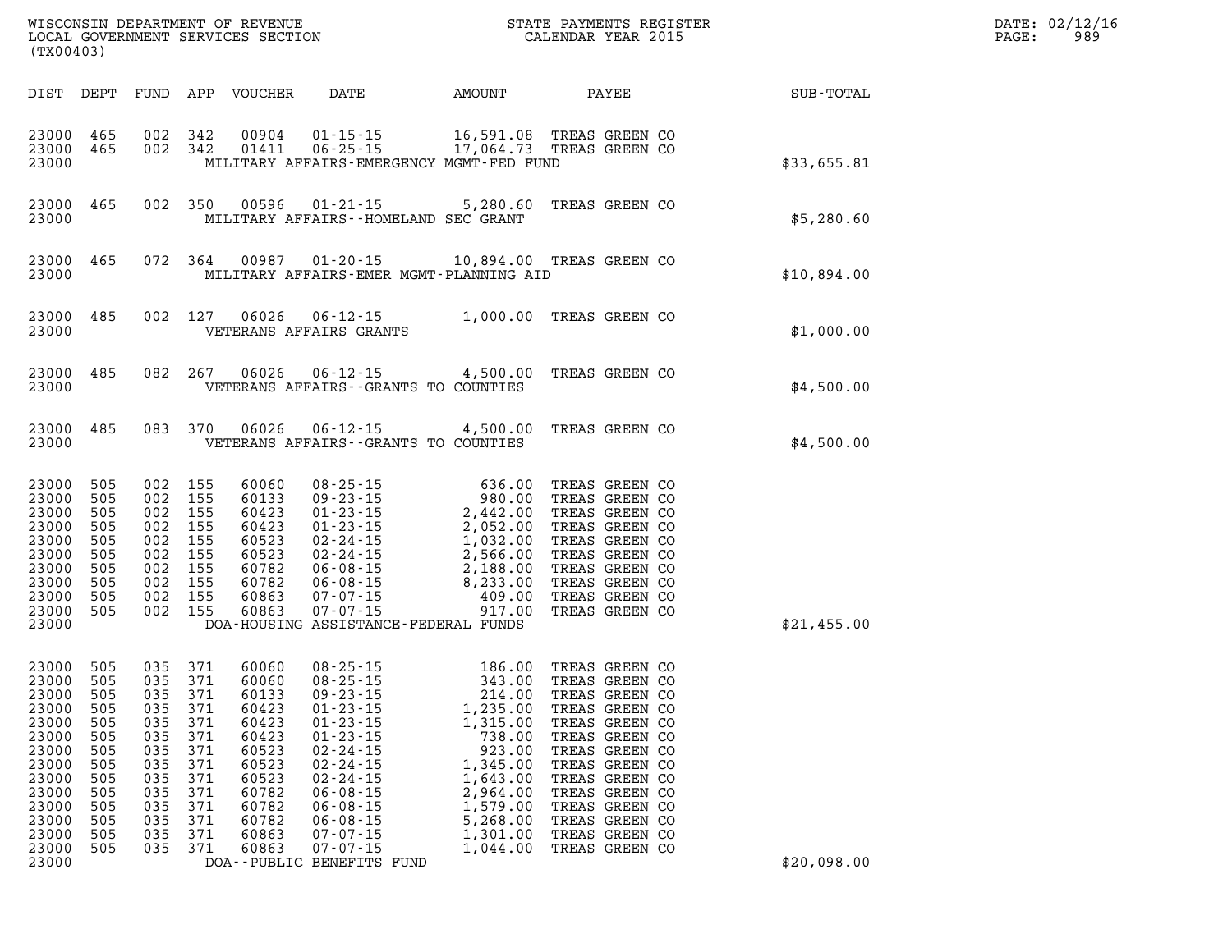WISCONSIN DEPARTMENT OF REVENUE
LOCAL GOVERNMENT SERVICES SECTION
(TX00403)

STATE PAYMENTS REGISTER
CALENDAR YEAR 2015

DATE: 02/12/16
PAGE: 989

| DIST | DEPT | FUND | APP | VOUCHER | DATE | AMOUNT | PAYEE | SUB-TOTAL |
|---|---|---|---|---|---|---|---|---|
| 23000 | 465 | 002 | 342 | 00904 | 01-15-15 | 16,591.08 | TREAS GREEN CO | |
| 23000 | 465 | 002 | 342 | 01411 | 06-25-15 | 17,064.73 | TREAS GREEN CO | |
| 23000 | | | | | MILITARY AFFAIRS-EMERGENCY MGMT-FED FUND | | | $33,655.81 |
| 23000 | 465 | 002 | 350 | 00596 | 01-21-15 | 5,280.60 | TREAS GREEN CO | |
| 23000 | | | | | MILITARY AFFAIRS--HOMELAND SEC GRANT | | | $5,280.60 |
| 23000 | 465 | 072 | 364 | 00987 | 01-20-15 | 10,894.00 | TREAS GREEN CO | |
| 23000 | | | | | MILITARY AFFAIRS-EMER MGMT-PLANNING AID | | | $10,894.00 |
| 23000 | 485 | 002 | 127 | 06026 | 06-12-15 | 1,000.00 | TREAS GREEN CO | |
| 23000 | | | | | VETERANS AFFAIRS GRANTS | | | $1,000.00 |
| 23000 | 485 | 082 | 267 | 06026 | 06-12-15 | 4,500.00 | TREAS GREEN CO | |
| 23000 | | | | | VETERANS AFFAIRS--GRANTS TO COUNTIES | | | $4,500.00 |
| 23000 | 485 | 083 | 370 | 06026 | 06-12-15 | 4,500.00 | TREAS GREEN CO | |
| 23000 | | | | | VETERANS AFFAIRS--GRANTS TO COUNTIES | | | $4,500.00 |
| 23000 | 505 | 002 | 155 | 60060 | 08-25-15 | 636.00 | TREAS GREEN CO | |
| 23000 | 505 | 002 | 155 | 60133 | 09-23-15 | 980.00 | TREAS GREEN CO | |
| 23000 | 505 | 002 | 155 | 60423 | 01-23-15 | 2,442.00 | TREAS GREEN CO | |
| 23000 | 505 | 002 | 155 | 60423 | 01-23-15 | 2,052.00 | TREAS GREEN CO | |
| 23000 | 505 | 002 | 155 | 60523 | 02-24-15 | 1,032.00 | TREAS GREEN CO | |
| 23000 | 505 | 002 | 155 | 60523 | 02-24-15 | 2,566.00 | TREAS GREEN CO | |
| 23000 | 505 | 002 | 155 | 60782 | 06-08-15 | 2,188.00 | TREAS GREEN CO | |
| 23000 | 505 | 002 | 155 | 60782 | 06-08-15 | 8,233.00 | TREAS GREEN CO | |
| 23000 | 505 | 002 | 155 | 60863 | 07-07-15 | 409.00 | TREAS GREEN CO | |
| 23000 | 505 | 002 | 155 | 60863 | 07-07-15 | 917.00 | TREAS GREEN CO | |
| 23000 | | | | | DOA-HOUSING ASSISTANCE-FEDERAL FUNDS | | | $21,455.00 |
| 23000 | 505 | 035 | 371 | 60060 | 08-25-15 | 186.00 | TREAS GREEN CO | |
| 23000 | 505 | 035 | 371 | 60060 | 08-25-15 | 343.00 | TREAS GREEN CO | |
| 23000 | 505 | 035 | 371 | 60133 | 09-23-15 | 214.00 | TREAS GREEN CO | |
| 23000 | 505 | 035 | 371 | 60423 | 01-23-15 | 1,235.00 | TREAS GREEN CO | |
| 23000 | 505 | 035 | 371 | 60423 | 01-23-15 | 1,315.00 | TREAS GREEN CO | |
| 23000 | 505 | 035 | 371 | 60423 | 01-23-15 | 738.00 | TREAS GREEN CO | |
| 23000 | 505 | 035 | 371 | 60523 | 02-24-15 | 923.00 | TREAS GREEN CO | |
| 23000 | 505 | 035 | 371 | 60523 | 02-24-15 | 1,345.00 | TREAS GREEN CO | |
| 23000 | 505 | 035 | 371 | 60523 | 02-24-15 | 1,643.00 | TREAS GREEN CO | |
| 23000 | 505 | 035 | 371 | 60782 | 06-08-15 | 2,964.00 | TREAS GREEN CO | |
| 23000 | 505 | 035 | 371 | 60782 | 06-08-15 | 1,579.00 | TREAS GREEN CO | |
| 23000 | 505 | 035 | 371 | 60782 | 06-08-15 | 5,268.00 | TREAS GREEN CO | |
| 23000 | 505 | 035 | 371 | 60863 | 07-07-15 | 1,301.00 | TREAS GREEN CO | |
| 23000 | 505 | 035 | 371 | 60863 | 07-07-15 | 1,044.00 | TREAS GREEN CO | |
| 23000 | | | | | DOA--PUBLIC BENEFITS FUND | | | $20,098.00 |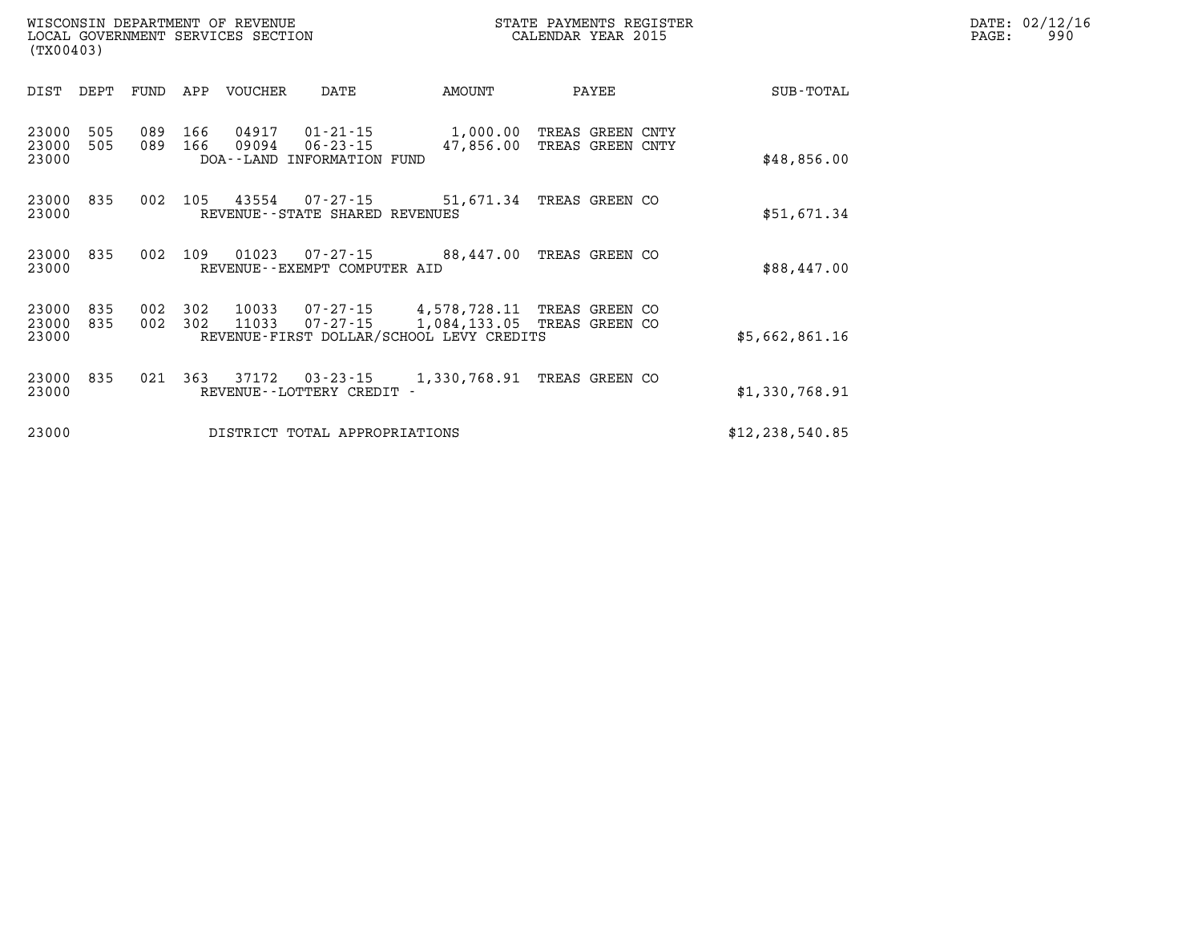| DIST | DEPT | FUND | APP | VOUCHER | DATE | AMOUNT | PAYEE | SUB-TOTAL |
|---|---|---|---|---|---|---|---|---|
| 23000 | 505 | 089 | 166 | 04917 | 01-21-15 | 1,000.00 | TREAS GREEN CNTY | |
| 23000 | 505 | 089 | 166 | 09094 | 06-23-15 | 47,856.00 | TREAS GREEN CNTY | |
| 23000 | | | | DOA--LAND INFORMATION FUND | | | | $48,856.00 |
| 23000 | 835 | 002 | 105 | 43554 | 07-27-15 | 51,671.34 | TREAS GREEN CO | |
| 23000 | | | | REVENUE--STATE SHARED REVENUES | | | | $51,671.34 |
| 23000 | 835 | 002 | 109 | 01023 | 07-27-15 | 88,447.00 | TREAS GREEN CO | |
| 23000 | | | | REVENUE--EXEMPT COMPUTER AID | | | | $88,447.00 |
| 23000 | 835 | 002 | 302 | 10033 | 07-27-15 | 4,578,728.11 | TREAS GREEN CO | |
| 23000 | 835 | 002 | 302 | 11033 | 07-27-15 | 1,084,133.05 | TREAS GREEN CO | |
| 23000 | | | | REVENUE-FIRST DOLLAR/SCHOOL LEVY CREDITS | | | | $5,662,861.16 |
| 23000 | 835 | 021 | 363 | 37172 | 03-23-15 | 1,330,768.91 | TREAS GREEN CO | |
| 23000 | | | | REVENUE--LOTTERY CREDIT - | | | | $1,330,768.91 |
| 23000 | | | | DISTRICT TOTAL APPROPRIATIONS | | | | $12,238,540.85 |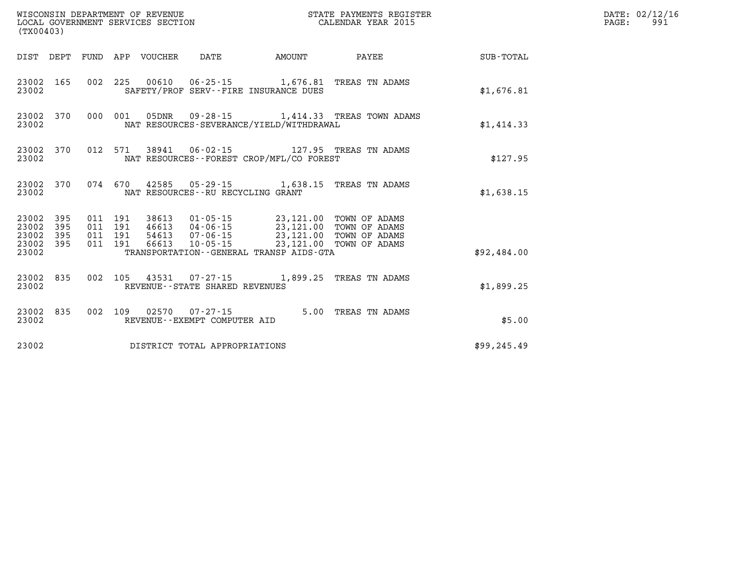WISCONSIN DEPARTMENT OF REVENUE
LOCAL GOVERNMENT SERVICES SECTION
(TX00403)

STATE PAYMENTS REGISTER
CALENDAR YEAR 2015

DATE: 02/12/16

| DIST | DEPT | FUND | APP | VOUCHER | DATE | AMOUNT | PAYEE | SUB-TOTAL |
|---|---|---|---|---|---|---|---|---|
| 23002 | 165 | 002 | 225 | 00610 | 06-25-15 | 1,676.81 | TREAS TN ADAMS | |
| 23002 | | | | SAFETY/PROF SERV--FIRE INSURANCE DUES | | | | $1,676.81 |
| 23002 | 370 | 000 | 001 | 05DNR | 09-28-15 | 1,414.33 | TREAS TOWN ADAMS | |
| 23002 | | | | NAT RESOURCES-SEVERANCE/YIELD/WITHDRAWAL | | | | $1,414.33 |
| 23002 | 370 | 012 | 571 | 38941 | 06-02-15 | 127.95 | TREAS TN ADAMS | |
| 23002 | | | | NAT RESOURCES--FOREST CROP/MFL/CO FOREST | | | | $127.95 |
| 23002 | 370 | 074 | 670 | 42585 | 05-29-15 | 1,638.15 | TREAS TN ADAMS | |
| 23002 | | | | NAT RESOURCES--RU RECYCLING GRANT | | | | $1,638.15 |
| 23002 | 395 | 011 | 191 | 38613 | 01-05-15 | 23,121.00 | TOWN OF ADAMS | |
| 23002 | 395 | 011 | 191 | 46613 | 04-06-15 | 23,121.00 | TOWN OF ADAMS | |
| 23002 | 395 | 011 | 191 | 54613 | 07-06-15 | 23,121.00 | TOWN OF ADAMS | |
| 23002 | 395 | 011 | 191 | 66613 | 10-05-15 | 23,121.00 | TOWN OF ADAMS | |
| 23002 | | | | TRANSPORTATION--GENERAL TRANSP AIDS-GTA | | | | $92,484.00 |
| 23002 | 835 | 002 | 105 | 43531 | 07-27-15 | 1,899.25 | TREAS TN ADAMS | |
| 23002 | | | | REVENUE--STATE SHARED REVENUES | | | | $1,899.25 |
| 23002 | 835 | 002 | 109 | 02570 | 07-27-15 | 5.00 | TREAS TN ADAMS | |
| 23002 | | | | REVENUE--EXEMPT COMPUTER AID | | | | $5.00 |
| 23002 | | | | DISTRICT TOTAL APPROPRIATIONS | | | | $99,245.49 |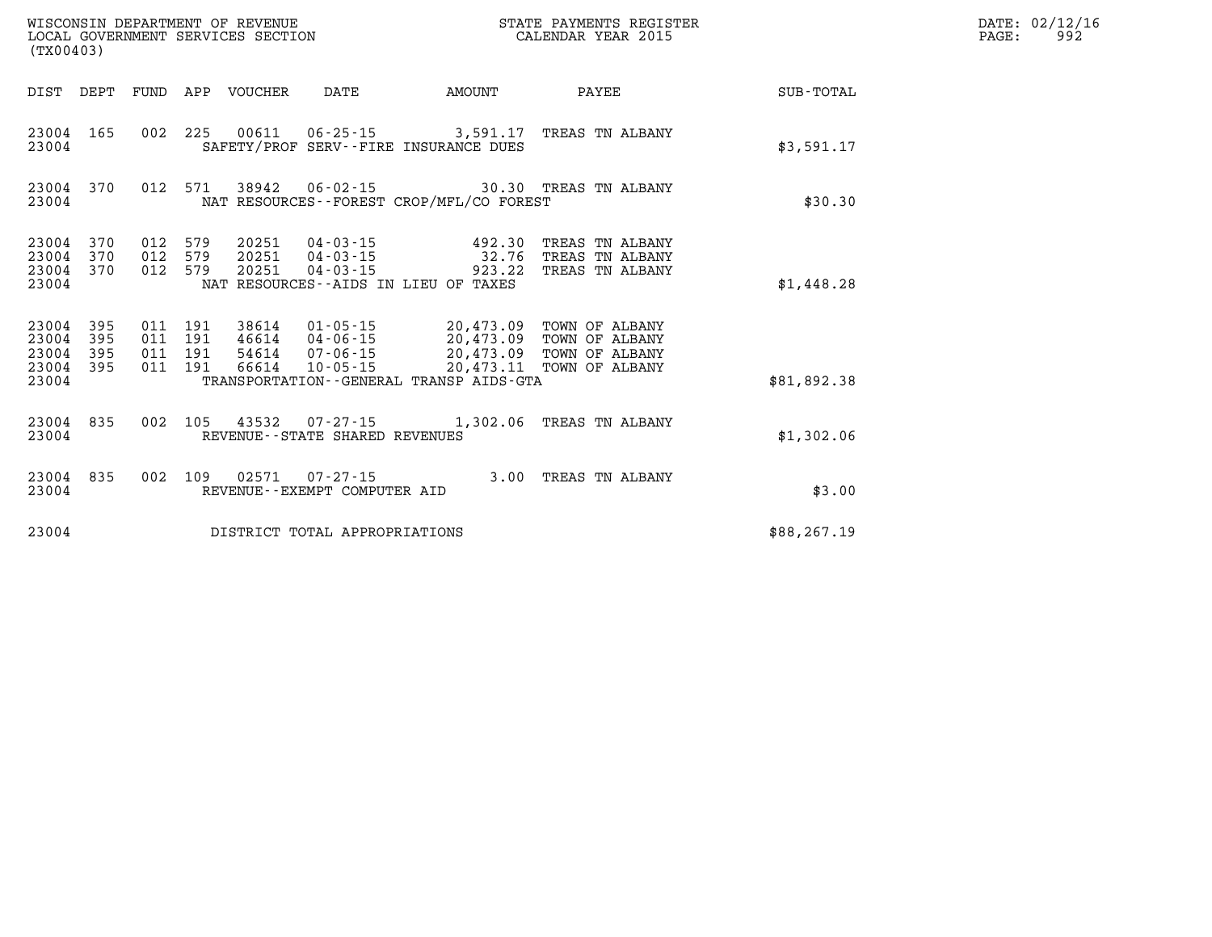WISCONSIN DEPARTMENT OF REVENUE
LOCAL GOVERNMENT SERVICES SECTION
(TX00403)

STATE PAYMENTS REGISTER
CALENDAR YEAR 2015

DATE: 02/12/16
PAGE: 992

| DIST | DEPT | FUND | APP | VOUCHER | DATE | AMOUNT | PAYEE | SUB-TOTAL |
|---|---|---|---|---|---|---|---|---|
| 23004 | 165 | 002 | 225 | 00611 | 06-25-15 | 3,591.17 | TREAS TN ALBANY | |
| 23004 | | | | | SAFETY/PROF SERV--FIRE INSURANCE DUES | | | $3,591.17 |
| 23004 | 370 | 012 | 571 | 38942 | 06-02-15 | 30.30 | TREAS TN ALBANY | |
| 23004 | | | | | NAT RESOURCES--FOREST CROP/MFL/CO FOREST | | | $30.30 |
| 23004 | 370 | 012 | 579 | 20251 | 04-03-15 | 492.30 | TREAS TN ALBANY | |
| 23004 | 370 | 012 | 579 | 20251 | 04-03-15 | 32.76 | TREAS TN ALBANY | |
| 23004 | 370 | 012 | 579 | 20251 | 04-03-15 | 923.22 | TREAS TN ALBANY | |
| 23004 | | | | | NAT RESOURCES--AIDS IN LIEU OF TAXES | | | $1,448.28 |
| 23004 | 395 | 011 | 191 | 38614 | 01-05-15 | 20,473.09 | TOWN OF ALBANY | |
| 23004 | 395 | 011 | 191 | 46614 | 04-06-15 | 20,473.09 | TOWN OF ALBANY | |
| 23004 | 395 | 011 | 191 | 54614 | 07-06-15 | 20,473.09 | TOWN OF ALBANY | |
| 23004 | 395 | 011 | 191 | 66614 | 10-05-15 | 20,473.11 | TOWN OF ALBANY | |
| 23004 | | | | | TRANSPORTATION--GENERAL TRANSP AIDS-GTA | | | $81,892.38 |
| 23004 | 835 | 002 | 105 | 43532 | 07-27-15 | 1,302.06 | TREAS TN ALBANY | |
| 23004 | | | | | REVENUE--STATE SHARED REVENUES | | | $1,302.06 |
| 23004 | 835 | 002 | 109 | 02571 | 07-27-15 | 3.00 | TREAS TN ALBANY | |
| 23004 | | | | | REVENUE--EXEMPT COMPUTER AID | | | $3.00 |
| 23004 | | | | | DISTRICT TOTAL APPROPRIATIONS | | | $88,267.19 |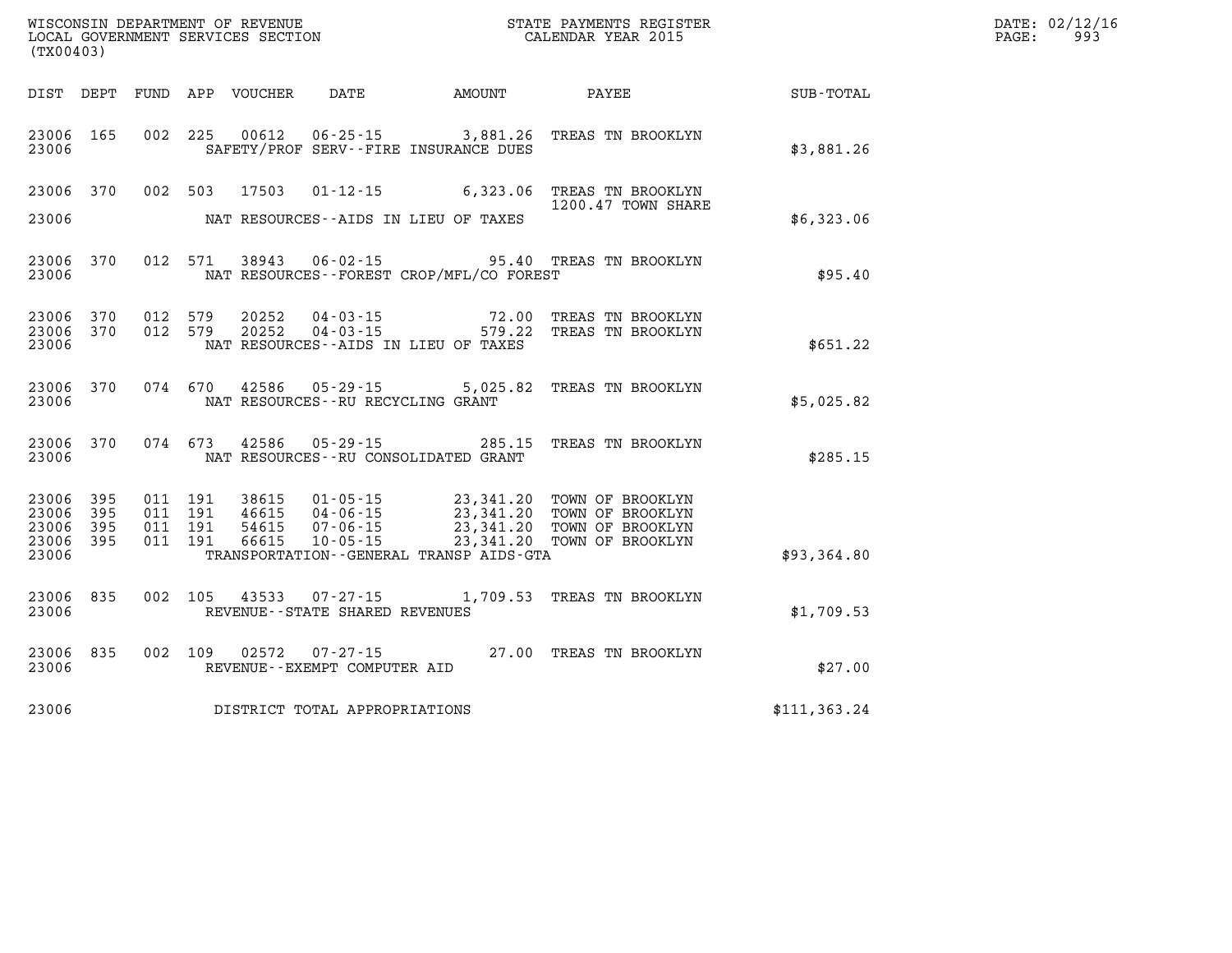WISCONSIN DEPARTMENT OF REVENUE
LOCAL GOVERNMENT SERVICES SECTION
(TX00403)

STATE PAYMENTS REGISTER
CALENDAR YEAR 2015

| DIST | DEPT | FUND | APP | VOUCHER | DATE | AMOUNT | PAYEE | SUB-TOTAL |
|---|---|---|---|---|---|---|---|---|
| 23006 | 165 | 002 | 225 | 00612 | 06-25-15 | 3,881.26 | TREAS TN BROOKLYN | |
| 23006 | | | | | SAFETY/PROF SERV--FIRE INSURANCE DUES | | | $3,881.26 |
| 23006 | 370 | 002 | 503 | 17503 | 01-12-15 | 6,323.06 | TREAS TN BROOKLYN 1200.47 TOWN SHARE | |
| 23006 | | | | | NAT RESOURCES--AIDS IN LIEU OF TAXES | | | $6,323.06 |
| 23006 | 370 | 012 | 571 | 38943 | 06-02-15 | 95.40 | TREAS TN BROOKLYN | |
| 23006 | | | | | NAT RESOURCES--FOREST CROP/MFL/CO FOREST | | | $95.40 |
| 23006 | 370 | 012 | 579 | 20252 | 04-03-15 | 72.00 | TREAS TN BROOKLYN | |
| 23006 | 370 | 012 | 579 | 20252 | 04-03-15 | 579.22 | TREAS TN BROOKLYN | |
| 23006 | | | | | NAT RESOURCES--AIDS IN LIEU OF TAXES | | | $651.22 |
| 23006 | 370 | 074 | 670 | 42586 | 05-29-15 | 5,025.82 | TREAS TN BROOKLYN | |
| 23006 | | | | | NAT RESOURCES--RU RECYCLING GRANT | | | $5,025.82 |
| 23006 | 370 | 074 | 673 | 42586 | 05-29-15 | 285.15 | TREAS TN BROOKLYN | |
| 23006 | | | | | NAT RESOURCES--RU CONSOLIDATED GRANT | | | $285.15 |
| 23006 | 395 | 011 | 191 | 38615 | 01-05-15 | 23,341.20 | TOWN OF BROOKLYN | |
| 23006 | 395 | 011 | 191 | 46615 | 04-06-15 | 23,341.20 | TOWN OF BROOKLYN | |
| 23006 | 395 | 011 | 191 | 54615 | 07-06-15 | 23,341.20 | TOWN OF BROOKLYN | |
| 23006 | 395 | 011 | 191 | 66615 | 10-05-15 | 23,341.20 | TOWN OF BROOKLYN | |
| 23006 | | | | | TRANSPORTATION--GENERAL TRANSP AIDS-GTA | | | $93,364.80 |
| 23006 | 835 | 002 | 105 | 43533 | 07-27-15 | 1,709.53 | TREAS TN BROOKLYN | |
| 23006 | | | | | REVENUE--STATE SHARED REVENUES | | | $1,709.53 |
| 23006 | 835 | 002 | 109 | 02572 | 07-27-15 | 27.00 | TREAS TN BROOKLYN | |
| 23006 | | | | | REVENUE--EXEMPT COMPUTER AID | | | $27.00 |
| 23006 | | | | | DISTRICT TOTAL APPROPRIATIONS | | | $111,363.24 |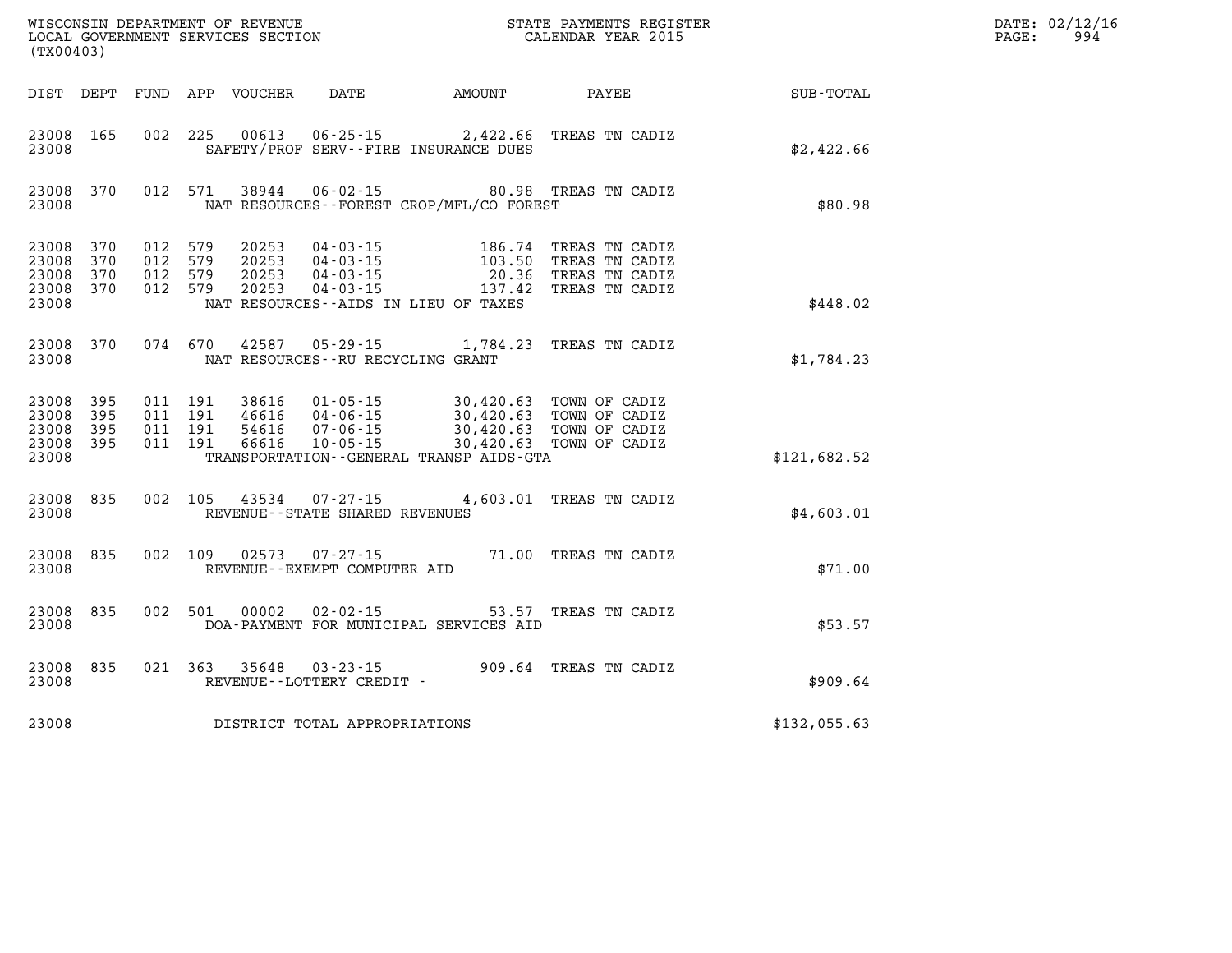WISCONSIN DEPARTMENT OF REVENUE
LOCAL GOVERNMENT SERVICES SECTION
(TX00403)

STATE PAYMENTS REGISTER
CALENDAR YEAR 2015

DATE: 02/12/16
PAGE: 994

| DIST | DEPT | FUND | APP | VOUCHER | DATE | AMOUNT | PAYEE | SUB-TOTAL |
|---|---|---|---|---|---|---|---|---|
| 23008 | 165 | 002 | 225 | 00613 | 06-25-15 | 2,422.66 | TREAS TN CADIZ | |
| 23008 | | | | SAFETY/PROF SERV--FIRE INSURANCE DUES | | | | $2,422.66 |
| 23008 | 370 | 012 | 571 | 38944 | 06-02-15 | 80.98 | TREAS TN CADIZ | |
| 23008 | | | | NAT RESOURCES--FOREST CROP/MFL/CO FOREST | | | | $80.98 |
| 23008 | 370 | 012 | 579 | 20253 | 04-03-15 | 186.74 | TREAS TN CADIZ | |
| 23008 | 370 | 012 | 579 | 20253 | 04-03-15 | 103.50 | TREAS TN CADIZ | |
| 23008 | 370 | 012 | 579 | 20253 | 04-03-15 | 20.36 | TREAS TN CADIZ | |
| 23008 | 370 | 012 | 579 | 20253 | 04-03-15 | 137.42 | TREAS TN CADIZ | |
| 23008 | | | | NAT RESOURCES--AIDS IN LIEU OF TAXES | | | | $448.02 |
| 23008 | 370 | 074 | 670 | 42587 | 05-29-15 | 1,784.23 | TREAS TN CADIZ | |
| 23008 | | | | NAT RESOURCES--RU RECYCLING GRANT | | | | $1,784.23 |
| 23008 | 395 | 011 | 191 | 38616 | 01-05-15 | 30,420.63 | TOWN OF CADIZ | |
| 23008 | 395 | 011 | 191 | 46616 | 04-06-15 | 30,420.63 | TOWN OF CADIZ | |
| 23008 | 395 | 011 | 191 | 54616 | 07-06-15 | 30,420.63 | TOWN OF CADIZ | |
| 23008 | 395 | 011 | 191 | 66616 | 10-05-15 | 30,420.63 | TOWN OF CADIZ | |
| 23008 | | | | TRANSPORTATION--GENERAL TRANSP AIDS-GTA | | | | $121,682.52 |
| 23008 | 835 | 002 | 105 | 43534 | 07-27-15 | 4,603.01 | TREAS TN CADIZ | |
| 23008 | | | | REVENUE--STATE SHARED REVENUES | | | | $4,603.01 |
| 23008 | 835 | 002 | 109 | 02573 | 07-27-15 | 71.00 | TREAS TN CADIZ | |
| 23008 | | | | REVENUE--EXEMPT COMPUTER AID | | | | $71.00 |
| 23008 | 835 | 002 | 501 | 00002 | 02-02-15 | 53.57 | TREAS TN CADIZ | |
| 23008 | | | | DOA-PAYMENT FOR MUNICIPAL SERVICES AID | | | | $53.57 |
| 23008 | 835 | 021 | 363 | 35648 | 03-23-15 | 909.64 | TREAS TN CADIZ | |
| 23008 | | | | REVENUE--LOTTERY CREDIT - | | | | $909.64 |
| 23008 | | | | DISTRICT TOTAL APPROPRIATIONS | | | | $132,055.63 |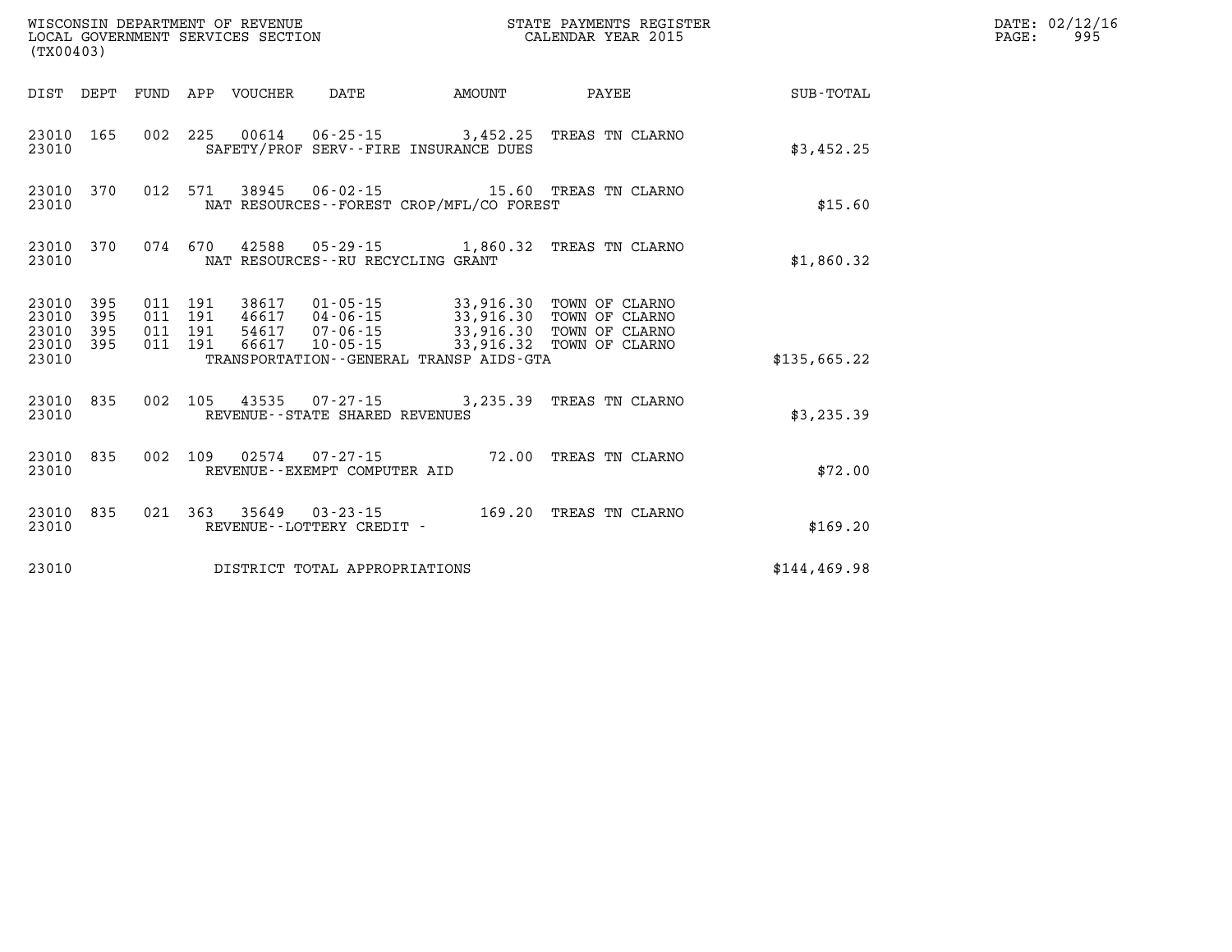WISCONSIN DEPARTMENT OF REVENUE
LOCAL GOVERNMENT SERVICES SECTION
(TX00403)

STATE PAYMENTS REGISTER
CALENDAR YEAR 2015

DATE: 02/12/16
PAGE: 995

| DIST | DEPT | FUND | APP | VOUCHER | DATE | AMOUNT | PAYEE | SUB-TOTAL |
|---|---|---|---|---|---|---|---|---|
| 23010 | 165 | 002 | 225 | 00614 | 06-25-15 | 3,452.25 | TREAS TN CLARNO | |
| 23010 | | | | SAFETY/PROF SERV--FIRE INSURANCE DUES | | | | $3,452.25 |
| 23010 | 370 | 012 | 571 | 38945 | 06-02-15 | 15.60 | TREAS TN CLARNO | |
| 23010 | | | | NAT RESOURCES--FOREST CROP/MFL/CO FOREST | | | | $15.60 |
| 23010 | 370 | 074 | 670 | 42588 | 05-29-15 | 1,860.32 | TREAS TN CLARNO | |
| 23010 | | | | NAT RESOURCES--RU RECYCLING GRANT | | | | $1,860.32 |
| 23010 | 395 | 011 | 191 | 38617 | 01-05-15 | 33,916.30 | TOWN OF CLARNO | |
| 23010 | 395 | 011 | 191 | 46617 | 04-06-15 | 33,916.30 | TOWN OF CLARNO | |
| 23010 | 395 | 011 | 191 | 54617 | 07-06-15 | 33,916.30 | TOWN OF CLARNO | |
| 23010 | 395 | 011 | 191 | 66617 | 10-05-15 | 33,916.32 | TOWN OF CLARNO | |
| 23010 | | | | TRANSPORTATION--GENERAL TRANSP AIDS-GTA | | | | $135,665.22 |
| 23010 | 835 | 002 | 105 | 43535 | 07-27-15 | 3,235.39 | TREAS TN CLARNO | |
| 23010 | | | | REVENUE--STATE SHARED REVENUES | | | | $3,235.39 |
| 23010 | 835 | 002 | 109 | 02574 | 07-27-15 | 72.00 | TREAS TN CLARNO | |
| 23010 | | | | REVENUE--EXEMPT COMPUTER AID | | | | $72.00 |
| 23010 | 835 | 021 | 363 | 35649 | 03-23-15 | 169.20 | TREAS TN CLARNO | |
| 23010 | | | | REVENUE--LOTTERY CREDIT - | | | | $169.20 |
| 23010 | | | | DISTRICT TOTAL APPROPRIATIONS | | | | $144,469.98 |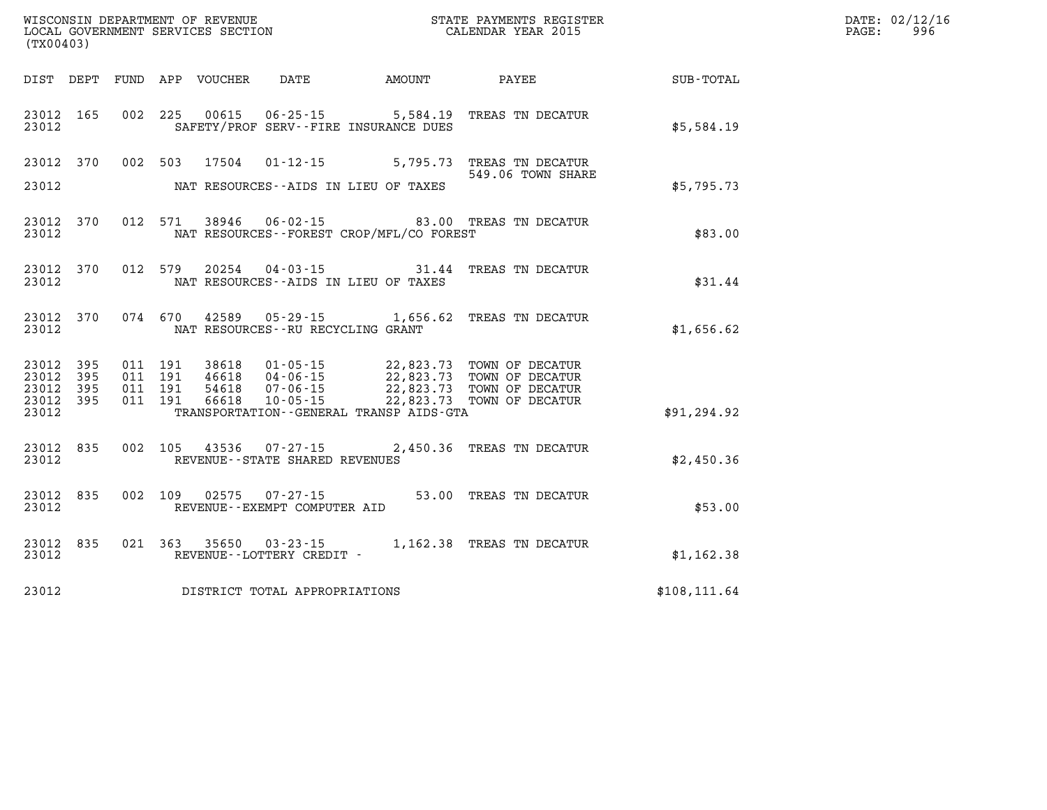WISCONSIN DEPARTMENT OF REVENUE
LOCAL GOVERNMENT SERVICES SECTION
(TX00403)

STATE PAYMENTS REGISTER
CALENDAR YEAR 2015

DATE: 02/12/16
PAGE: 996

| DIST | DEPT | FUND | APP | VOUCHER | DATE | AMOUNT | PAYEE | SUB-TOTAL |
|---|---|---|---|---|---|---|---|---|
| 23012 | 165 | 002 | 225 | 00615 | 06-25-15 | 5,584.19 | TREAS TN DECATUR | |
| 23012 | | | | | SAFETY/PROF SERV--FIRE INSURANCE DUES | | | $5,584.19 |
| 23012 | 370 | 002 | 503 | 17504 | 01-12-15 | 5,795.73 | TREAS TN DECATUR 549.06 TOWN SHARE | |
| 23012 | | | | | NAT RESOURCES--AIDS IN LIEU OF TAXES | | | $5,795.73 |
| 23012 | 370 | 012 | 571 | 38946 | 06-02-15 | 83.00 | TREAS TN DECATUR | |
| 23012 | | | | | NAT RESOURCES--FOREST CROP/MFL/CO FOREST | | | $83.00 |
| 23012 | 370 | 012 | 579 | 20254 | 04-03-15 | 31.44 | TREAS TN DECATUR | |
| 23012 | | | | | NAT RESOURCES--AIDS IN LIEU OF TAXES | | | $31.44 |
| 23012 | 370 | 074 | 670 | 42589 | 05-29-15 | 1,656.62 | TREAS TN DECATUR | |
| 23012 | | | | | NAT RESOURCES--RU RECYCLING GRANT | | | $1,656.62 |
| 23012 | 395 | 011 | 191 | 38618 | 01-05-15 | 22,823.73 | TOWN OF DECATUR | |
| 23012 | 395 | 011 | 191 | 46618 | 04-06-15 | 22,823.73 | TOWN OF DECATUR | |
| 23012 | 395 | 011 | 191 | 54618 | 07-06-15 | 22,823.73 | TOWN OF DECATUR | |
| 23012 | 395 | 011 | 191 | 66618 | 10-05-15 | 22,823.73 | TOWN OF DECATUR | |
| 23012 | | | | | TRANSPORTATION--GENERAL TRANSP AIDS-GTA | | | $91,294.92 |
| 23012 | 835 | 002 | 105 | 43536 | 07-27-15 | 2,450.36 | TREAS TN DECATUR | |
| 23012 | | | | | REVENUE--STATE SHARED REVENUES | | | $2,450.36 |
| 23012 | 835 | 002 | 109 | 02575 | 07-27-15 | 53.00 | TREAS TN DECATUR | |
| 23012 | | | | | REVENUE--EXEMPT COMPUTER AID | | | $53.00 |
| 23012 | 835 | 021 | 363 | 35650 | 03-23-15 | 1,162.38 | TREAS TN DECATUR | |
| 23012 | | | | | REVENUE--LOTTERY CREDIT - | | | $1,162.38 |
| 23012 | | | | | DISTRICT TOTAL APPROPRIATIONS | | | $108,111.64 |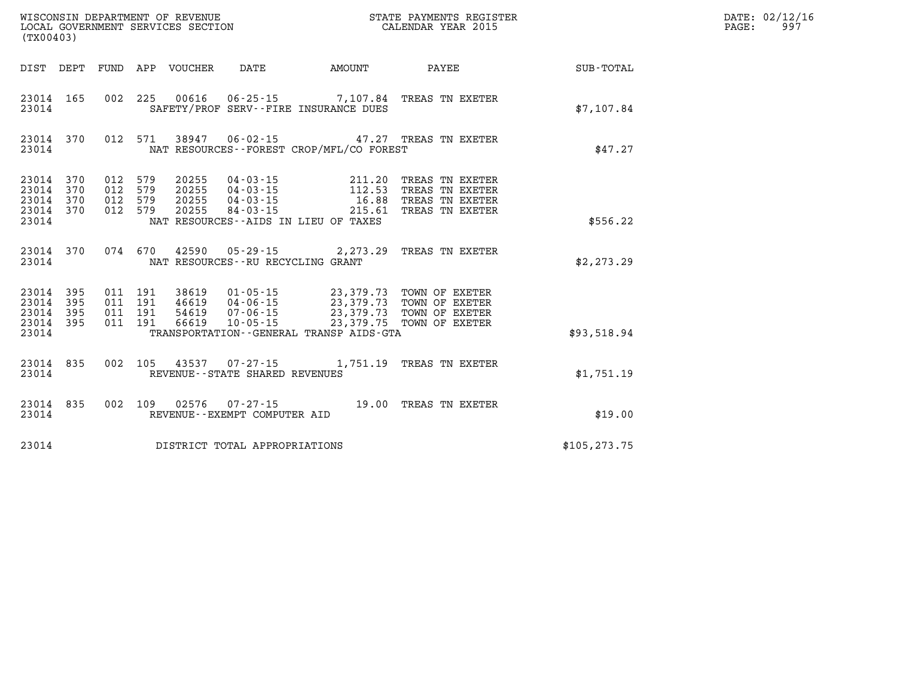WISCONSIN DEPARTMENT OF REVENUE
LOCAL GOVERNMENT SERVICES SECTION
(TX00403)

STATE PAYMENTS REGISTER
CALENDAR YEAR 2015

DATE: 02/12/16
PAGE: 997

| DIST | DEPT | FUND | APP | VOUCHER | DATE | AMOUNT | PAYEE | SUB-TOTAL |
|---|---|---|---|---|---|---|---|---|
| 23014 | 165 | 002 | 225 | 00616 | 06-25-15 | 7,107.84 | TREAS TN EXETER | |
| 23014 | | | | | SAFETY/PROF SERV--FIRE INSURANCE DUES | | | $7,107.84 |
| 23014 | 370 | 012 | 571 | 38947 | 06-02-15 | 47.27 | TREAS TN EXETER | |
| 23014 | | | | | NAT RESOURCES--FOREST CROP/MFL/CO FOREST | | | $47.27 |
| 23014 | 370 | 012 | 579 | 20255 | 04-03-15 | 211.20 | TREAS TN EXETER | |
| 23014 | 370 | 012 | 579 | 20255 | 04-03-15 | 112.53 | TREAS TN EXETER | |
| 23014 | 370 | 012 | 579 | 20255 | 04-03-15 | 16.88 | TREAS TN EXETER | |
| 23014 | 370 | 012 | 579 | 20255 | 84-03-15 | 215.61 | TREAS TN EXETER | |
| 23014 | | | | | NAT RESOURCES--AIDS IN LIEU OF TAXES | | | $556.22 |
| 23014 | 370 | 074 | 670 | 42590 | 05-29-15 | 2,273.29 | TREAS TN EXETER | |
| 23014 | | | | | NAT RESOURCES--RU RECYCLING GRANT | | | $2,273.29 |
| 23014 | 395 | 011 | 191 | 38619 | 01-05-15 | 23,379.73 | TOWN OF EXETER | |
| 23014 | 395 | 011 | 191 | 46619 | 04-06-15 | 23,379.73 | TOWN OF EXETER | |
| 23014 | 395 | 011 | 191 | 54619 | 07-06-15 | 23,379.73 | TOWN OF EXETER | |
| 23014 | 395 | 011 | 191 | 66619 | 10-05-15 | 23,379.75 | TOWN OF EXETER | |
| 23014 | | | | | TRANSPORTATION--GENERAL TRANSP AIDS-GTA | | | $93,518.94 |
| 23014 | 835 | 002 | 105 | 43537 | 07-27-15 | 1,751.19 | TREAS TN EXETER | |
| 23014 | | | | | REVENUE--STATE SHARED REVENUES | | | $1,751.19 |
| 23014 | 835 | 002 | 109 | 02576 | 07-27-15 | 19.00 | TREAS TN EXETER | |
| 23014 | | | | | REVENUE--EXEMPT COMPUTER AID | | | $19.00 |
| 23014 | | | | | DISTRICT TOTAL APPROPRIATIONS | | | $105,273.75 |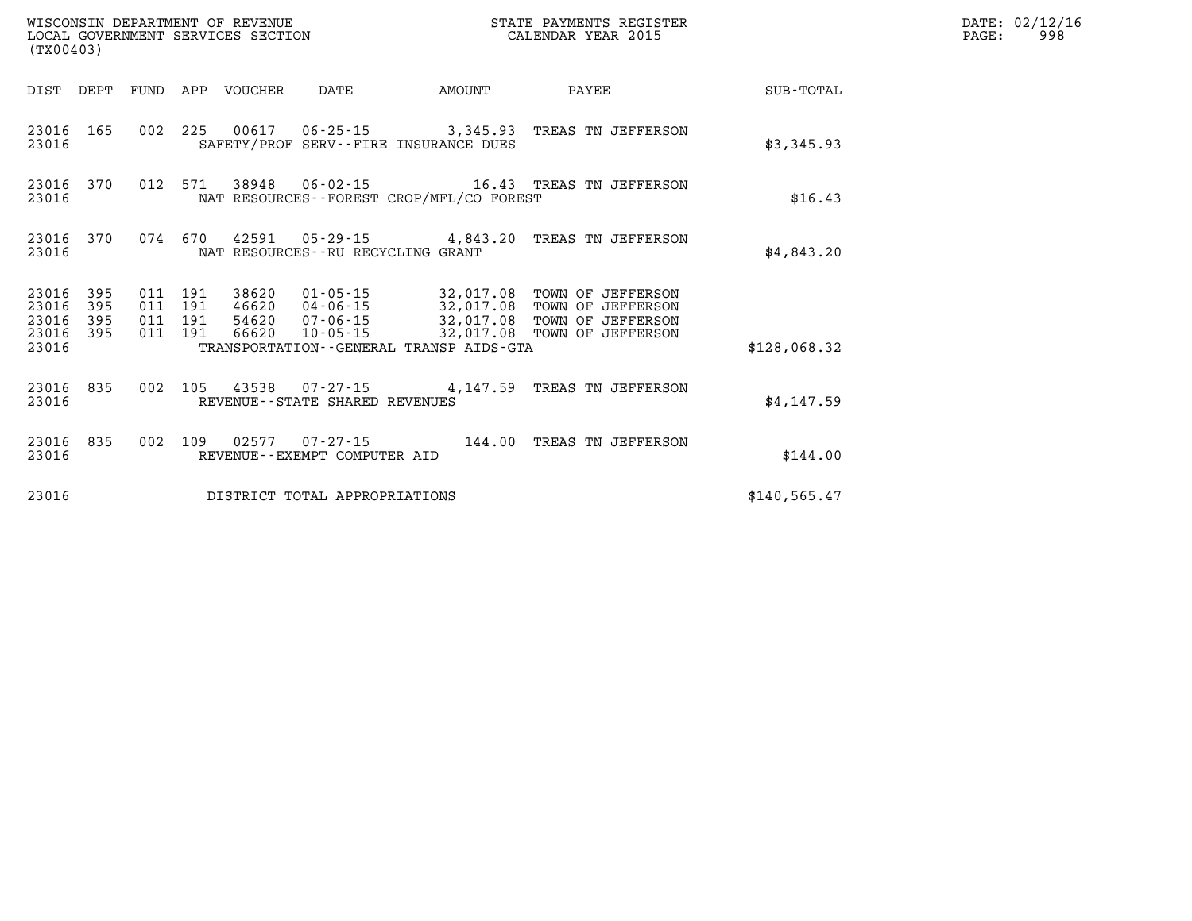WISCONSIN DEPARTMENT OF REVENUE
LOCAL GOVERNMENT SERVICES SECTION
(TX00403)

STATE PAYMENTS REGISTER
CALENDAR YEAR 2015

DATE: 02/12/16
PAGE: 998

| DIST | DEPT | FUND | APP | VOUCHER | DATE | AMOUNT | PAYEE | SUB-TOTAL |
|---|---|---|---|---|---|---|---|---|
| 23016 | 165 | 002 | 225 | 00617 | 06-25-15 | 3,345.93 | TREAS TN JEFFERSON | |
| 23016 | | | | SAFETY/PROF SERV--FIRE INSURANCE DUES | | | | $3,345.93 |
| 23016 | 370 | 012 | 571 | 38948 | 06-02-15 | 16.43 | TREAS TN JEFFERSON | |
| 23016 | | | | NAT RESOURCES--FOREST CROP/MFL/CO FOREST | | | | $16.43 |
| 23016 | 370 | 074 | 670 | 42591 | 05-29-15 | 4,843.20 | TREAS TN JEFFERSON | |
| 23016 | | | | NAT RESOURCES--RU RECYCLING GRANT | | | | $4,843.20 |
| 23016 | 395 | 011 | 191 | 38620 | 01-05-15 | 32,017.08 | TOWN OF JEFFERSON | |
| 23016 | 395 | 011 | 191 | 46620 | 04-06-15 | 32,017.08 | TOWN OF JEFFERSON | |
| 23016 | 395 | 011 | 191 | 54620 | 07-06-15 | 32,017.08 | TOWN OF JEFFERSON | |
| 23016 | 395 | 011 | 191 | 66620 | 10-05-15 | 32,017.08 | TOWN OF JEFFERSON | |
| 23016 | | | | TRANSPORTATION--GENERAL TRANSP AIDS-GTA | | | | $128,068.32 |
| 23016 | 835 | 002 | 105 | 43538 | 07-27-15 | 4,147.59 | TREAS TN JEFFERSON | |
| 23016 | | | | REVENUE--STATE SHARED REVENUES | | | | $4,147.59 |
| 23016 | 835 | 002 | 109 | 02577 | 07-27-15 | 144.00 | TREAS TN JEFFERSON | |
| 23016 | | | | REVENUE--EXEMPT COMPUTER AID | | | | $144.00 |
| 23016 | | | | DISTRICT TOTAL APPROPRIATIONS | | | | $140,565.47 |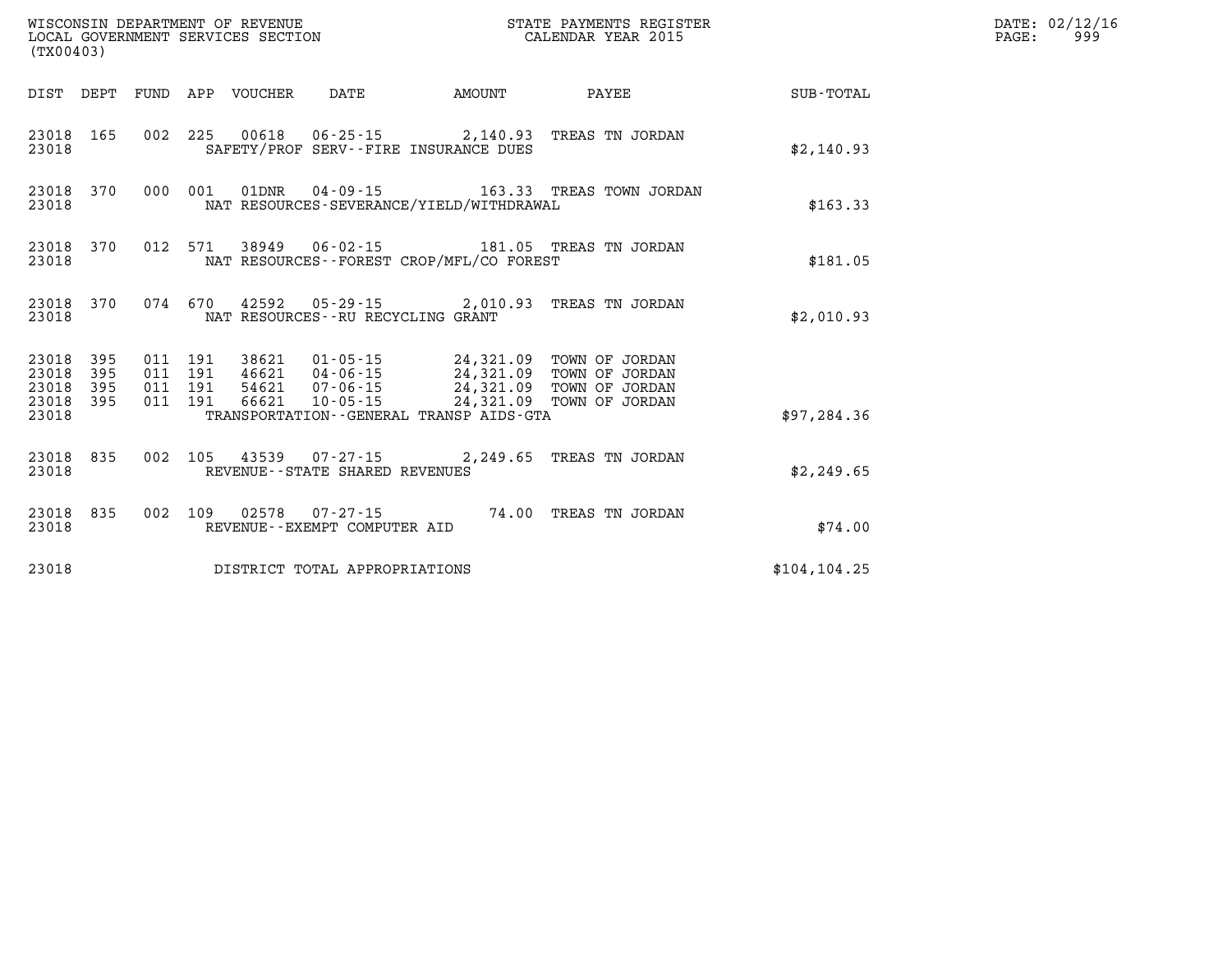WISCONSIN DEPARTMENT OF REVENUE
LOCAL GOVERNMENT SERVICES SECTION
(TX00403)

STATE PAYMENTS REGISTER
CALENDAR YEAR 2015

| DIST | DEPT | FUND | APP | VOUCHER | DATE | AMOUNT | PAYEE | SUB-TOTAL |
|---|---|---|---|---|---|---|---|---|
| 23018 | 165 | 002 | 225 | 00618 | 06-25-15 | 2,140.93 | TREAS TN JORDAN | |
| 23018 | | | | SAFETY/PROF SERV--FIRE INSURANCE DUES | | | | $2,140.93 |
| 23018 | 370 | 000 | 001 | 01DNR | 04-09-15 | 163.33 | TREAS TOWN JORDAN | |
| 23018 | | | | NAT RESOURCES-SEVERANCE/YIELD/WITHDRAWAL | | | | $163.33 |
| 23018 | 370 | 012 | 571 | 38949 | 06-02-15 | 181.05 | TREAS TN JORDAN | |
| 23018 | | | | NAT RESOURCES--FOREST CROP/MFL/CO FOREST | | | | $181.05 |
| 23018 | 370 | 074 | 670 | 42592 | 05-29-15 | 2,010.93 | TREAS TN JORDAN | |
| 23018 | | | | NAT RESOURCES--RU RECYCLING GRANT | | | | $2,010.93 |
| 23018 | 395 | 011 | 191 | 38621 | 01-05-15 | 24,321.09 | TOWN OF JORDAN | |
| 23018 | 395 | 011 | 191 | 46621 | 04-06-15 | 24,321.09 | TOWN OF JORDAN | |
| 23018 | 395 | 011 | 191 | 54621 | 07-06-15 | 24,321.09 | TOWN OF JORDAN | |
| 23018 | 395 | 011 | 191 | 66621 | 10-05-15 | 24,321.09 | TOWN OF JORDAN | |
| 23018 | | | | TRANSPORTATION--GENERAL TRANSP AIDS-GTA | | | | $97,284.36 |
| 23018 | 835 | 002 | 105 | 43539 | 07-27-15 | 2,249.65 | TREAS TN JORDAN | |
| 23018 | | | | REVENUE--STATE SHARED REVENUES | | | | $2,249.65 |
| 23018 | 835 | 002 | 109 | 02578 | 07-27-15 | 74.00 | TREAS TN JORDAN | |
| 23018 | | | | REVENUE--EXEMPT COMPUTER AID | | | | $74.00 |
| 23018 | | | | DISTRICT TOTAL APPROPRIATIONS | | | | $104,104.25 |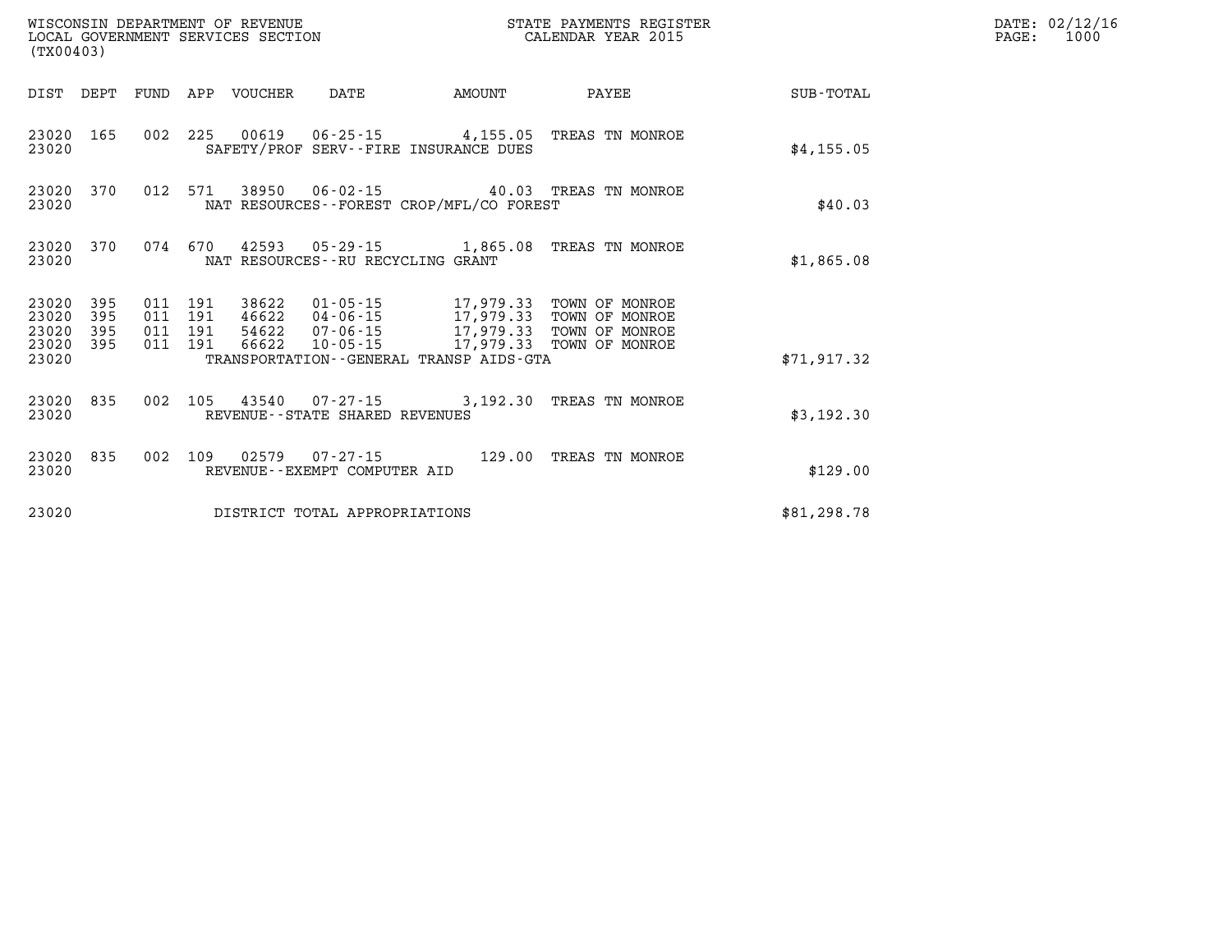WISCONSIN DEPARTMENT OF REVENUE
LOCAL GOVERNMENT SERVICES SECTION
(TX00403)

STATE PAYMENTS REGISTER
CALENDAR YEAR 2015

DATE: 02/12/16
PAGE: 1000

| DIST | DEPT | FUND | APP | VOUCHER | DATE | AMOUNT | PAYEE | SUB-TOTAL |
|---|---|---|---|---|---|---|---|---|
| 23020 | 165 | 002 | 225 | 00619 | 06-25-15 | 4,155.05 | TREAS TN MONROE | |
| 23020 | | | | SAFETY/PROF SERV--FIRE INSURANCE DUES | | | | $4,155.05 |
| 23020 | 370 | 012 | 571 | 38950 | 06-02-15 | 40.03 | TREAS TN MONROE | |
| 23020 | | | | NAT RESOURCES--FOREST CROP/MFL/CO FOREST | | | | $40.03 |
| 23020 | 370 | 074 | 670 | 42593 | 05-29-15 | 1,865.08 | TREAS TN MONROE | |
| 23020 | | | | NAT RESOURCES--RU RECYCLING GRANT | | | | $1,865.08 |
| 23020 | 395 | 011 | 191 | 38622 | 01-05-15 | 17,979.33 | TOWN OF MONROE | |
| 23020 | 395 | 011 | 191 | 46622 | 04-06-15 | 17,979.33 | TOWN OF MONROE | |
| 23020 | 395 | 011 | 191 | 54622 | 07-06-15 | 17,979.33 | TOWN OF MONROE | |
| 23020 | 395 | 011 | 191 | 66622 | 10-05-15 | 17,979.33 | TOWN OF MONROE | |
| 23020 | | | | TRANSPORTATION--GENERAL TRANSP AIDS-GTA | | | | $71,917.32 |
| 23020 | 835 | 002 | 105 | 43540 | 07-27-15 | 3,192.30 | TREAS TN MONROE | |
| 23020 | | | | REVENUE--STATE SHARED REVENUES | | | | $3,192.30 |
| 23020 | 835 | 002 | 109 | 02579 | 07-27-15 | 129.00 | TREAS TN MONROE | |
| 23020 | | | | REVENUE--EXEMPT COMPUTER AID | | | | $129.00 |
| 23020 | | | | DISTRICT TOTAL APPROPRIATIONS | | | | $81,298.78 |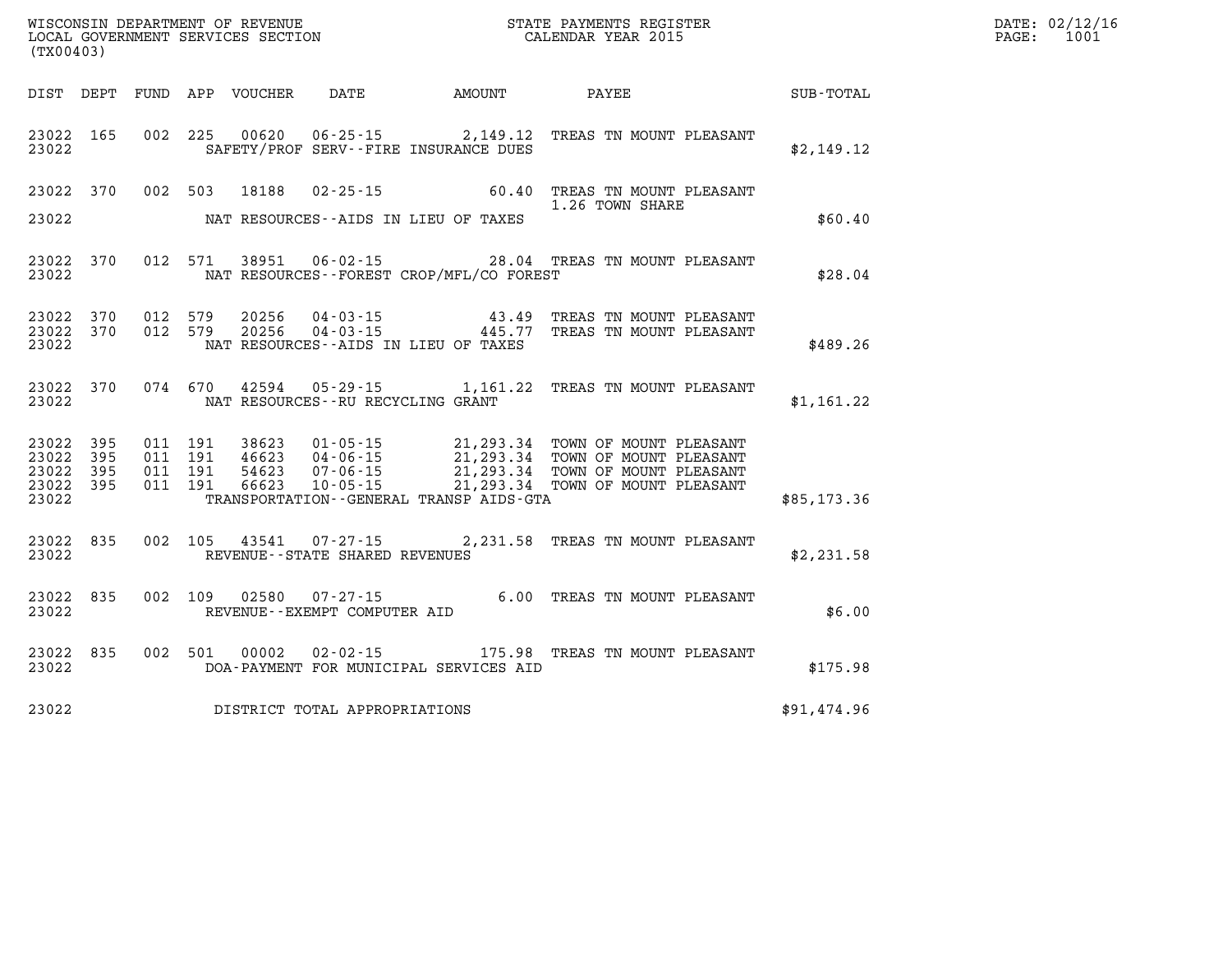WISCONSIN DEPARTMENT OF REVENUE
LOCAL GOVERNMENT SERVICES SECTION
(TX00403)

STATE PAYMENTS REGISTER
CALENDAR YEAR 2015

DATE: 02/12/16
PAGE: 1001

| DIST | DEPT | FUND | APP | VOUCHER | DATE | AMOUNT | PAYEE | SUB-TOTAL |
|---|---|---|---|---|---|---|---|---|
| 23022 | 165 | 002 | 225 | 00620 | 06-25-15 | 2,149.12 | TREAS TN MOUNT PLEASANT | |
| 23022 | | | | | SAFETY/PROF SERV--FIRE INSURANCE DUES | | | $2,149.12 |
| 23022 | 370 | 002 | 503 | 18188 | 02-25-15 | 60.40 | TREAS TN MOUNT PLEASANT 1.26 TOWN SHARE | |
| 23022 | | | | | NAT RESOURCES--AIDS IN LIEU OF TAXES | | | $60.40 |
| 23022 | 370 | 012 | 571 | 38951 | 06-02-15 | 28.04 | TREAS TN MOUNT PLEASANT | |
| 23022 | | | | | NAT RESOURCES--FOREST CROP/MFL/CO FOREST | | | $28.04 |
| 23022 | 370 | 012 | 579 | 20256 | 04-03-15 | 43.49 | TREAS TN MOUNT PLEASANT | |
| 23022 | 370 | 012 | 579 | 20256 | 04-03-15 | 445.77 | TREAS TN MOUNT PLEASANT | |
| 23022 | | | | | NAT RESOURCES--AIDS IN LIEU OF TAXES | | | $489.26 |
| 23022 | 370 | 074 | 670 | 42594 | 05-29-15 | 1,161.22 | TREAS TN MOUNT PLEASANT | |
| 23022 | | | | | NAT RESOURCES--RU RECYCLING GRANT | | | $1,161.22 |
| 23022 | 395 | 011 | 191 | 38623 | 01-05-15 | 21,293.34 | TOWN OF MOUNT PLEASANT | |
| 23022 | 395 | 011 | 191 | 46623 | 04-06-15 | 21,293.34 | TOWN OF MOUNT PLEASANT | |
| 23022 | 395 | 011 | 191 | 54623 | 07-06-15 | 21,293.34 | TOWN OF MOUNT PLEASANT | |
| 23022 | 395 | 011 | 191 | 66623 | 10-05-15 | 21,293.34 | TOWN OF MOUNT PLEASANT | |
| 23022 | | | | | TRANSPORTATION--GENERAL TRANSP AIDS-GTA | | | $85,173.36 |
| 23022 | 835 | 002 | 105 | 43541 | 07-27-15 | 2,231.58 | TREAS TN MOUNT PLEASANT | |
| 23022 | | | | | REVENUE--STATE SHARED REVENUES | | | $2,231.58 |
| 23022 | 835 | 002 | 109 | 02580 | 07-27-15 | 6.00 | TREAS TN MOUNT PLEASANT | |
| 23022 | | | | | REVENUE--EXEMPT COMPUTER AID | | | $6.00 |
| 23022 | 835 | 002 | 501 | 00002 | 02-02-15 | 175.98 | TREAS TN MOUNT PLEASANT | |
| 23022 | | | | | DOA-PAYMENT FOR MUNICIPAL SERVICES AID | | | $175.98 |
| 23022 | | | | | DISTRICT TOTAL APPROPRIATIONS | | | $91,474.96 |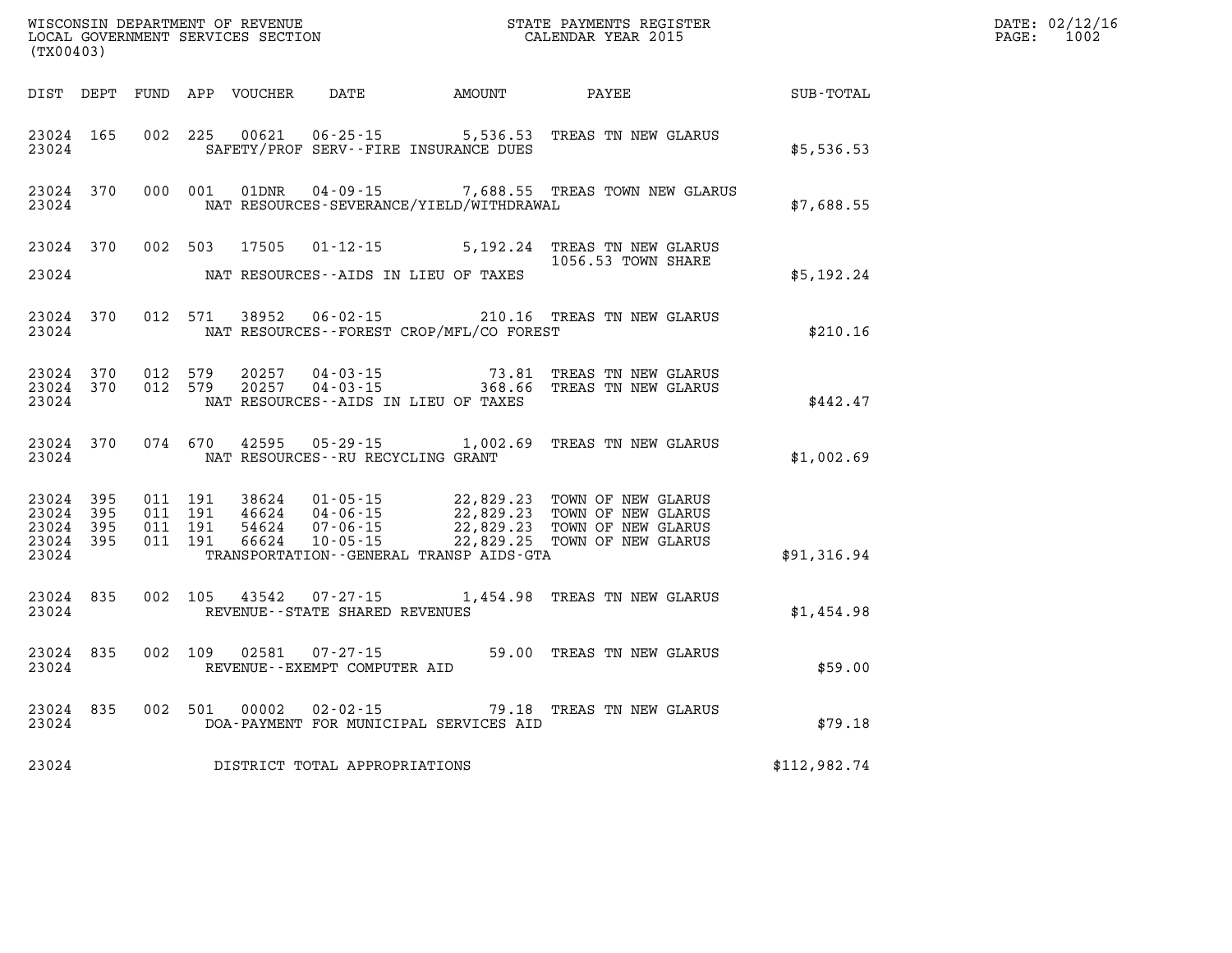WISCONSIN DEPARTMENT OF REVENUE
LOCAL GOVERNMENT SERVICES SECTION
(TX00403)

STATE PAYMENTS REGISTER
CALENDAR YEAR 2015

DATE: 02/12/16
PAGE: 1002

| DIST | DEPT | FUND | APP | VOUCHER | DATE | AMOUNT | PAYEE | SUB-TOTAL |
|---|---|---|---|---|---|---|---|---|
| 23024 | 165 | 002 | 225 | 00621 | 06-25-15 | 5,536.53 | TREAS TN NEW GLARUS | |
| 23024 | | | | SAFETY/PROF SERV--FIRE INSURANCE DUES | | | | $5,536.53 |
| 23024 | 370 | 000 | 001 | 01DNR | 04-09-15 | 7,688.55 | TREAS TOWN NEW GLARUS | |
| 23024 | | | | NAT RESOURCES-SEVERANCE/YIELD/WITHDRAWAL | | | | $7,688.55 |
| 23024 | 370 | 002 | 503 | 17505 | 01-12-15 | 5,192.24 | TREAS TN NEW GLARUS 1056.53 TOWN SHARE | |
| 23024 | | | | NAT RESOURCES--AIDS IN LIEU OF TAXES | | | | $5,192.24 |
| 23024 | 370 | 012 | 571 | 38952 | 06-02-15 | 210.16 | TREAS TN NEW GLARUS | |
| 23024 | | | | NAT RESOURCES--FOREST CROP/MFL/CO FOREST | | | | $210.16 |
| 23024 | 370 | 012 | 579 | 20257 | 04-03-15 | 73.81 | TREAS TN NEW GLARUS | |
| 23024 | 370 | 012 | 579 | 20257 | 04-03-15 | 368.66 | TREAS TN NEW GLARUS | |
| 23024 | | | | NAT RESOURCES--AIDS IN LIEU OF TAXES | | | | $442.47 |
| 23024 | 370 | 074 | 670 | 42595 | 05-29-15 | 1,002.69 | TREAS TN NEW GLARUS | |
| 23024 | | | | NAT RESOURCES--RU RECYCLING GRANT | | | | $1,002.69 |
| 23024 | 395 | 011 | 191 | 38624 | 01-05-15 | 22,829.23 | TOWN OF NEW GLARUS | |
| 23024 | 395 | 011 | 191 | 46624 | 04-06-15 | 22,829.23 | TOWN OF NEW GLARUS | |
| 23024 | 395 | 011 | 191 | 54624 | 07-06-15 | 22,829.23 | TOWN OF NEW GLARUS | |
| 23024 | 395 | 011 | 191 | 66624 | 10-05-15 | 22,829.25 | TOWN OF NEW GLARUS | |
| 23024 | | | | TRANSPORTATION--GENERAL TRANSP AIDS-GTA | | | | $91,316.94 |
| 23024 | 835 | 002 | 105 | 43542 | 07-27-15 | 1,454.98 | TREAS TN NEW GLARUS | |
| 23024 | | | | REVENUE--STATE SHARED REVENUES | | | | $1,454.98 |
| 23024 | 835 | 002 | 109 | 02581 | 07-27-15 | 59.00 | TREAS TN NEW GLARUS | |
| 23024 | | | | REVENUE--EXEMPT COMPUTER AID | | | | $59.00 |
| 23024 | 835 | 002 | 501 | 00002 | 02-02-15 | 79.18 | TREAS TN NEW GLARUS | |
| 23024 | | | | DOA-PAYMENT FOR MUNICIPAL SERVICES AID | | | | $79.18 |
| 23024 | | | | DISTRICT TOTAL APPROPRIATIONS | | | | $112,982.74 |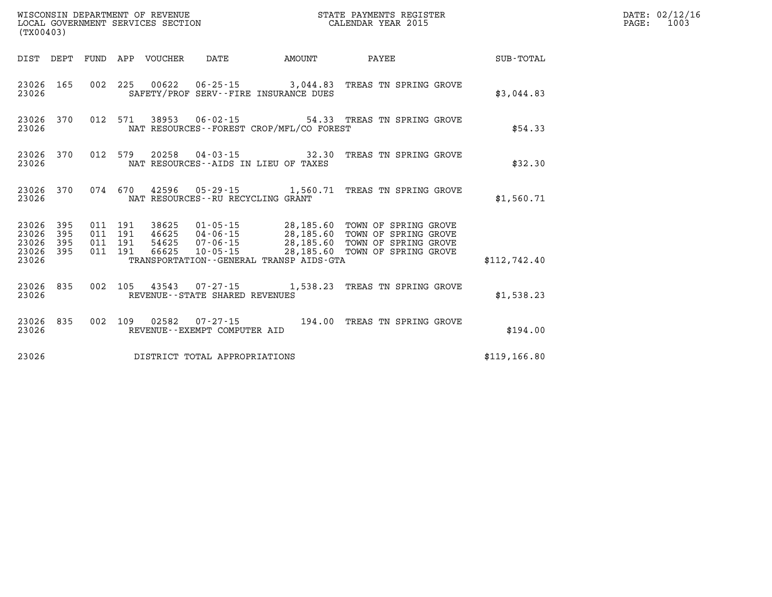WISCONSIN DEPARTMENT OF REVENUE
LOCAL GOVERNMENT SERVICES SECTION
(TX00403)

STATE PAYMENTS REGISTER
CALENDAR YEAR 2015

DATE: 02/12/16
PAGE: 1003

| DIST | DEPT | FUND | APP | VOUCHER | DATE | AMOUNT | PAYEE | SUB-TOTAL |
|---|---|---|---|---|---|---|---|---|
| 23026 | 165 | 002 | 225 | 00622 | 06-25-15 | 3,044.83 | TREAS TN SPRING GROVE | |
| 23026 | | | | SAFETY/PROF SERV--FIRE INSURANCE DUES | | | | $3,044.83 |
| 23026 | 370 | 012 | 571 | 38953 | 06-02-15 | 54.33 | TREAS TN SPRING GROVE | |
| 23026 | | | | NAT RESOURCES--FOREST CROP/MFL/CO FOREST | | | | $54.33 |
| 23026 | 370 | 012 | 579 | 20258 | 04-03-15 | 32.30 | TREAS TN SPRING GROVE | |
| 23026 | | | | NAT RESOURCES--AIDS IN LIEU OF TAXES | | | | $32.30 |
| 23026 | 370 | 074 | 670 | 42596 | 05-29-15 | 1,560.71 | TREAS TN SPRING GROVE | |
| 23026 | | | | NAT RESOURCES--RU RECYCLING GRANT | | | | $1,560.71 |
| 23026 | 395 | 011 | 191 | 38625 | 01-05-15 | 28,185.60 | TOWN OF SPRING GROVE | |
| 23026 | 395 | 011 | 191 | 46625 | 04-06-15 | 28,185.60 | TOWN OF SPRING GROVE | |
| 23026 | 395 | 011 | 191 | 54625 | 07-06-15 | 28,185.60 | TOWN OF SPRING GROVE | |
| 23026 | 395 | 011 | 191 | 66625 | 10-05-15 | 28,185.60 | TOWN OF SPRING GROVE | |
| 23026 | | | | TRANSPORTATION--GENERAL TRANSP AIDS-GTA | | | | $112,742.40 |
| 23026 | 835 | 002 | 105 | 43543 | 07-27-15 | 1,538.23 | TREAS TN SPRING GROVE | |
| 23026 | | | | REVENUE--STATE SHARED REVENUES | | | | $1,538.23 |
| 23026 | 835 | 002 | 109 | 02582 | 07-27-15 | 194.00 | TREAS TN SPRING GROVE | |
| 23026 | | | | REVENUE--EXEMPT COMPUTER AID | | | | $194.00 |
| 23026 | | | | DISTRICT TOTAL APPROPRIATIONS | | | | $119,166.80 |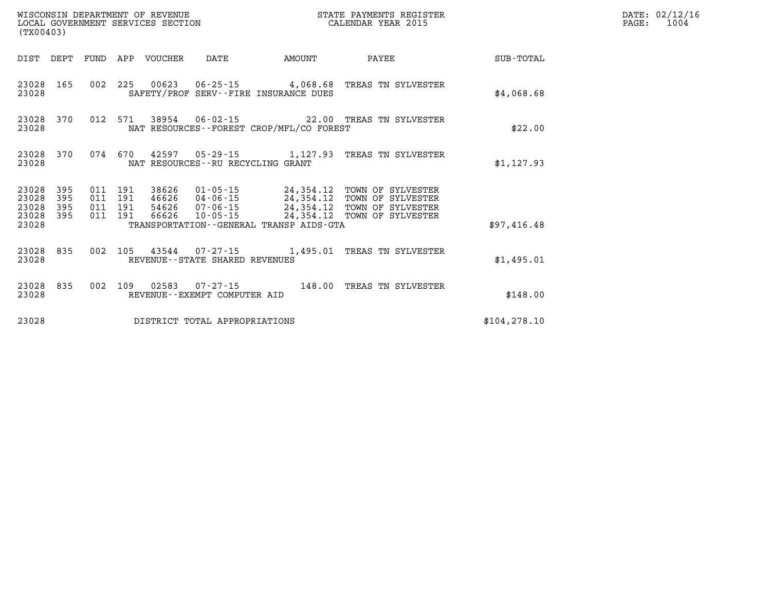WISCONSIN DEPARTMENT OF REVENUE
LOCAL GOVERNMENT SERVICES SECTION
(TX00403)

STATE PAYMENTS REGISTER
CALENDAR YEAR 2015

| DIST | DEPT | FUND | APP | VOUCHER | DATE | AMOUNT | PAYEE | SUB-TOTAL |
|---|---|---|---|---|---|---|---|---|
| 23028 | 165 | 002 | 225 | 00623 | 06-25-15 | 4,068.68 | TREAS TN SYLVESTER | |
| 23028 | | | | SAFETY/PROF SERV--FIRE INSURANCE DUES | | | | $4,068.68 |
| 23028 | 370 | 012 | 571 | 38954 | 06-02-15 | 22.00 | TREAS TN SYLVESTER | |
| 23028 | | | | NAT RESOURCES--FOREST CROP/MFL/CO FOREST | | | | $22.00 |
| 23028 | 370 | 074 | 670 | 42597 | 05-29-15 | 1,127.93 | TREAS TN SYLVESTER | |
| 23028 | | | | NAT RESOURCES--RU RECYCLING GRANT | | | | $1,127.93 |
| 23028 | 395 | 011 | 191 | 38626 | 01-05-15 | 24,354.12 | TOWN OF SYLVESTER | |
| 23028 | 395 | 011 | 191 | 46626 | 04-06-15 | 24,354.12 | TOWN OF SYLVESTER | |
| 23028 | 395 | 011 | 191 | 54626 | 07-06-15 | 24,354.12 | TOWN OF SYLVESTER | |
| 23028 | 395 | 011 | 191 | 66626 | 10-05-15 | 24,354.12 | TOWN OF SYLVESTER | |
| 23028 | | | | TRANSPORTATION--GENERAL TRANSP AIDS-GTA | | | | $97,416.48 |
| 23028 | 835 | 002 | 105 | 43544 | 07-27-15 | 1,495.01 | TREAS TN SYLVESTER | |
| 23028 | | | | REVENUE--STATE SHARED REVENUES | | | | $1,495.01 |
| 23028 | 835 | 002 | 109 | 02583 | 07-27-15 | 148.00 | TREAS TN SYLVESTER | |
| 23028 | | | | REVENUE--EXEMPT COMPUTER AID | | | | $148.00 |
| 23028 | | | | DISTRICT TOTAL APPROPRIATIONS | | | | $104,278.10 |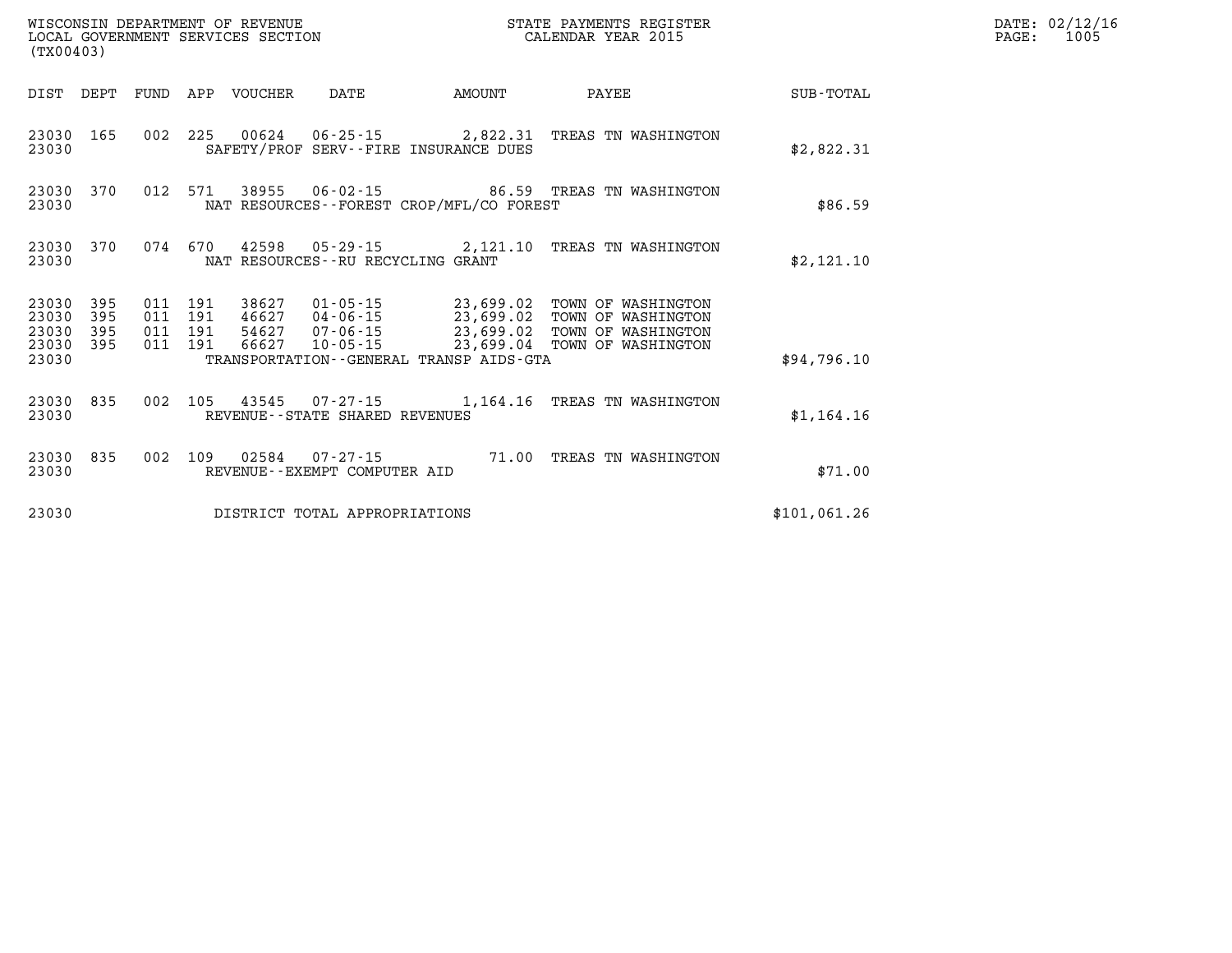WISCONSIN DEPARTMENT OF REVENUE
LOCAL GOVERNMENT SERVICES SECTION
(TX00403)

STATE PAYMENTS REGISTER
CALENDAR YEAR 2015

DATE: 02/12/16

| DIST | DEPT | FUND | APP | VOUCHER | DATE | AMOUNT | PAYEE | SUB-TOTAL |
|---|---|---|---|---|---|---|---|---|
| 23030 | 165 | 002 | 225 | 00624 | 06-25-15 | 2,822.31 | TREAS TN WASHINGTON | |
| 23030 | | | | SAFETY/PROF SERV--FIRE INSURANCE DUES | | | | $2,822.31 |
| 23030 | 370 | 012 | 571 | 38955 | 06-02-15 | 86.59 | TREAS TN WASHINGTON | |
| 23030 | | | | NAT RESOURCES--FOREST CROP/MFL/CO FOREST | | | | $86.59 |
| 23030 | 370 | 074 | 670 | 42598 | 05-29-15 | 2,121.10 | TREAS TN WASHINGTON | |
| 23030 | | | | NAT RESOURCES--RU RECYCLING GRANT | | | | $2,121.10 |
| 23030 | 395 | 011 | 191 | 38627 | 01-05-15 | 23,699.02 | TOWN OF WASHINGTON | |
| 23030 | 395 | 011 | 191 | 46627 | 04-06-15 | 23,699.02 | TOWN OF WASHINGTON | |
| 23030 | 395 | 011 | 191 | 54627 | 07-06-15 | 23,699.02 | TOWN OF WASHINGTON | |
| 23030 | 395 | 011 | 191 | 66627 | 10-05-15 | 23,699.04 | TOWN OF WASHINGTON | |
| 23030 | | | | TRANSPORTATION--GENERAL TRANSP AIDS-GTA | | | | $94,796.10 |
| 23030 | 835 | 002 | 105 | 43545 | 07-27-15 | 1,164.16 | TREAS TN WASHINGTON | |
| 23030 | | | | REVENUE--STATE SHARED REVENUES | | | | $1,164.16 |
| 23030 | 835 | 002 | 109 | 02584 | 07-27-15 | 71.00 | TREAS TN WASHINGTON | |
| 23030 | | | | REVENUE--EXEMPT COMPUTER AID | | | | $71.00 |
| 23030 | | | | DISTRICT TOTAL APPROPRIATIONS | | | | $101,061.26 |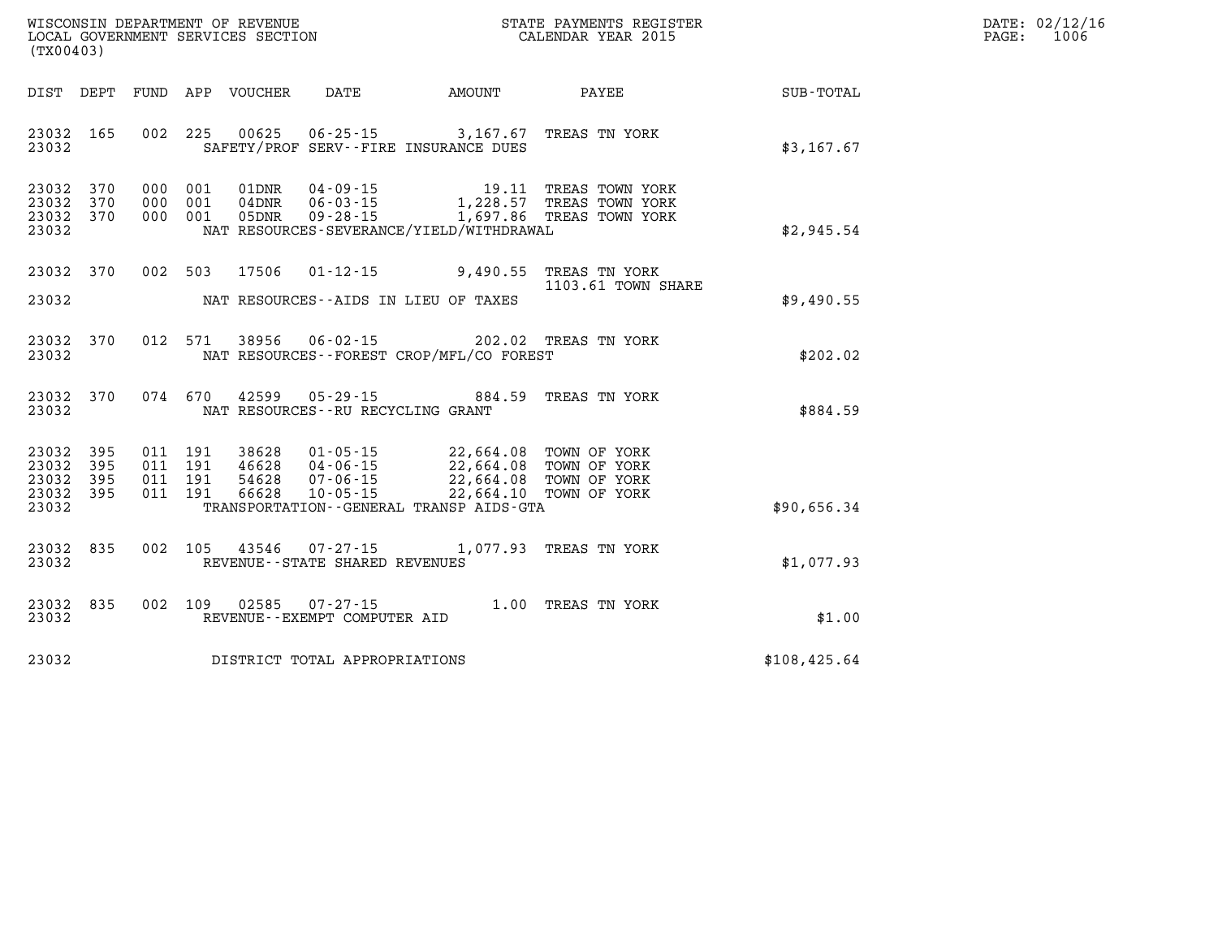WISCONSIN DEPARTMENT OF REVENUE
LOCAL GOVERNMENT SERVICES SECTION
(TX00403)

STATE PAYMENTS REGISTER
CALENDAR YEAR 2015

| DIST | DEPT | FUND | APP | VOUCHER | DATE | AMOUNT | PAYEE | SUB-TOTAL |
|---|---|---|---|---|---|---|---|---|
| 23032 | 165 | 002 | 225 | 00625 | 06-25-15 | 3,167.67 | TREAS TN YORK | |
| 23032 | | | | | SAFETY/PROF SERV--FIRE INSURANCE DUES | | | $3,167.67 |
| 23032 | 370 | 000 | 001 | 01DNR | 04-09-15 | 19.11 | TREAS TOWN YORK | |
| 23032 | 370 | 000 | 001 | 04DNR | 06-03-15 | 1,228.57 | TREAS TOWN YORK | |
| 23032 | 370 | 000 | 001 | 05DNR | 09-28-15 | 1,697.86 | TREAS TOWN YORK | |
| 23032 | | | | | NAT RESOURCES-SEVERANCE/YIELD/WITHDRAWAL | | | $2,945.54 |
| 23032 | 370 | 002 | 503 | 17506 | 01-12-15 | 9,490.55 | TREAS TN YORK<br>1103.61 TOWN SHARE | |
| 23032 | | | | | NAT RESOURCES--AIDS IN LIEU OF TAXES | | | $9,490.55 |
| 23032 | 370 | 012 | 571 | 38956 | 06-02-15 | 202.02 | TREAS TN YORK | |
| 23032 | | | | | NAT RESOURCES--FOREST CROP/MFL/CO FOREST | | | $202.02 |
| 23032 | 370 | 074 | 670 | 42599 | 05-29-15 | 884.59 | TREAS TN YORK | |
| 23032 | | | | | NAT RESOURCES--RU RECYCLING GRANT | | | $884.59 |
| 23032 | 395 | 011 | 191 | 38628 | 01-05-15 | 22,664.08 | TOWN OF YORK | |
| 23032 | 395 | 011 | 191 | 46628 | 04-06-15 | 22,664.08 | TOWN OF YORK | |
| 23032 | 395 | 011 | 191 | 54628 | 07-06-15 | 22,664.08 | TOWN OF YORK | |
| 23032 | 395 | 011 | 191 | 66628 | 10-05-15 | 22,664.10 | TOWN OF YORK | |
| 23032 | | | | | TRANSPORTATION--GENERAL TRANSP AIDS-GTA | | | $90,656.34 |
| 23032 | 835 | 002 | 105 | 43546 | 07-27-15 | 1,077.93 | TREAS TN YORK | |
| 23032 | | | | | REVENUE--STATE SHARED REVENUES | | | $1,077.93 |
| 23032 | 835 | 002 | 109 | 02585 | 07-27-15 | 1.00 | TREAS TN YORK | |
| 23032 | | | | | REVENUE--EXEMPT COMPUTER AID | | | $1.00 |
| 23032 | | | | | DISTRICT TOTAL APPROPRIATIONS | | | $108,425.64 |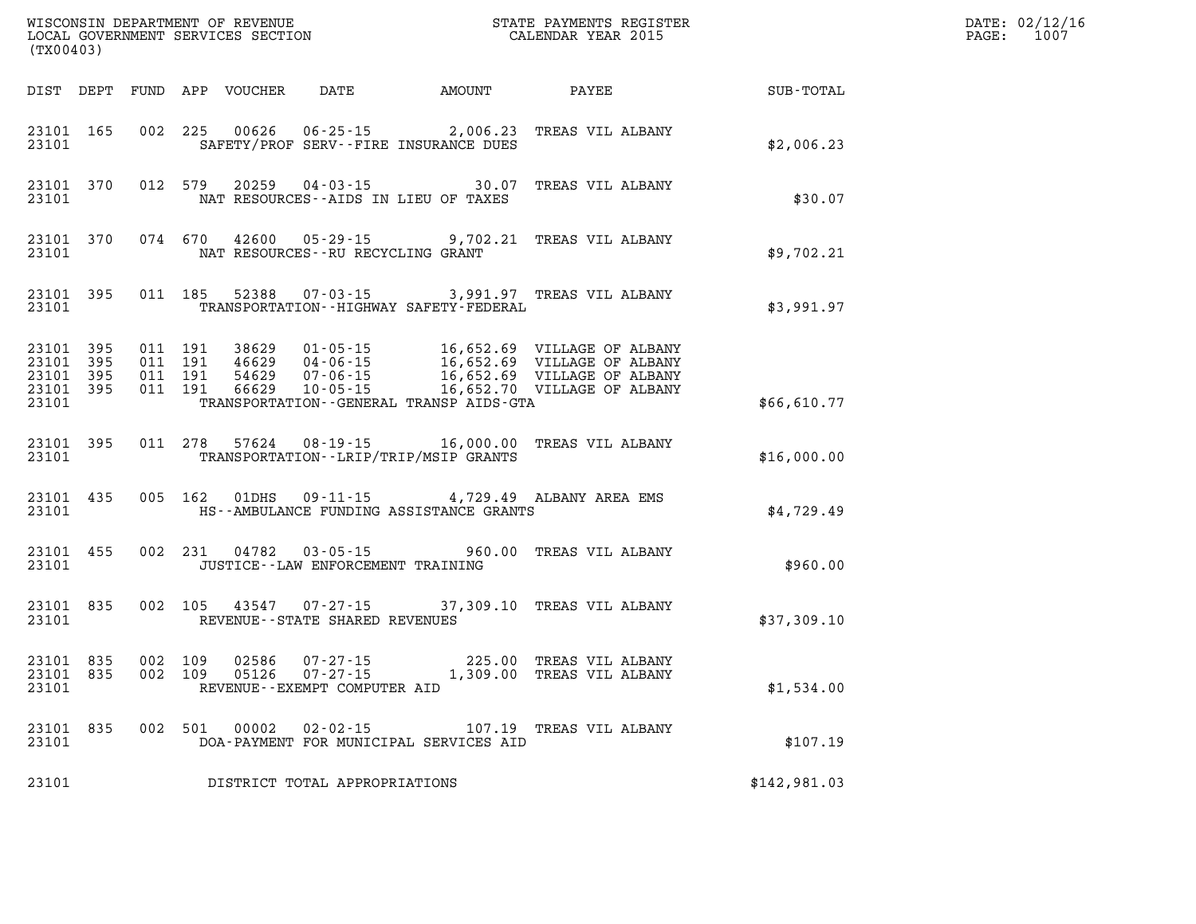WISCONSIN DEPARTMENT OF REVENUE
LOCAL GOVERNMENT SERVICES SECTION
(TX00403)

STATE PAYMENTS REGISTER
CALENDAR YEAR 2015

DATE: 02/12/16
PAGE: 1007

| DIST | DEPT | FUND | APP | VOUCHER | DATE | AMOUNT | PAYEE | SUB-TOTAL |
|---|---|---|---|---|---|---|---|---|
| 23101 | 165 | 002 | 225 | 00626 | 06-25-15 | 2,006.23 | TREAS VIL ALBANY | |
| 23101 | | | | SAFETY/PROF SERV--FIRE INSURANCE DUES | | | | $2,006.23 |
| 23101 | 370 | 012 | 579 | 20259 | 04-03-15 | 30.07 | TREAS VIL ALBANY | |
| 23101 | | | | NAT RESOURCES--AIDS IN LIEU OF TAXES | | | | $30.07 |
| 23101 | 370 | 074 | 670 | 42600 | 05-29-15 | 9,702.21 | TREAS VIL ALBANY | |
| 23101 | | | | NAT RESOURCES--RU RECYCLING GRANT | | | | $9,702.21 |
| 23101 | 395 | 011 | 185 | 52388 | 07-03-15 | 3,991.97 | TREAS VIL ALBANY | |
| 23101 | | | | TRANSPORTATION--HIGHWAY SAFETY-FEDERAL | | | | $3,991.97 |
| 23101 | 395 | 011 | 191 | 38629 | 01-05-15 | 16,652.69 | VILLAGE OF ALBANY | |
| 23101 | 395 | 011 | 191 | 46629 | 04-06-15 | 16,652.69 | VILLAGE OF ALBANY | |
| 23101 | 395 | 011 | 191 | 54629 | 07-06-15 | 16,652.69 | VILLAGE OF ALBANY | |
| 23101 | 395 | 011 | 191 | 66629 | 10-05-15 | 16,652.70 | VILLAGE OF ALBANY | |
| 23101 | | | | TRANSPORTATION--GENERAL TRANSP AIDS-GTA | | | | $66,610.77 |
| 23101 | 395 | 011 | 278 | 57624 | 08-19-15 | 16,000.00 | TREAS VIL ALBANY | |
| 23101 | | | | TRANSPORTATION--LRIP/TRIP/MSIP GRANTS | | | | $16,000.00 |
| 23101 | 435 | 005 | 162 | 01DHS | 09-11-15 | 4,729.49 | ALBANY AREA EMS | |
| 23101 | | | | HS--AMBULANCE FUNDING ASSISTANCE GRANTS | | | | $4,729.49 |
| 23101 | 455 | 002 | 231 | 04782 | 03-05-15 | 960.00 | TREAS VIL ALBANY | |
| 23101 | | | | JUSTICE--LAW ENFORCEMENT TRAINING | | | | $960.00 |
| 23101 | 835 | 002 | 105 | 43547 | 07-27-15 | 37,309.10 | TREAS VIL ALBANY | |
| 23101 | | | | REVENUE--STATE SHARED REVENUES | | | | $37,309.10 |
| 23101 | 835 | 002 | 109 | 02586 | 07-27-15 | 225.00 | TREAS VIL ALBANY | |
| 23101 | 835 | 002 | 109 | 05126 | 07-27-15 | 1,309.00 | TREAS VIL ALBANY | |
| 23101 | | | | REVENUE--EXEMPT COMPUTER AID | | | | $1,534.00 |
| 23101 | 835 | 002 | 501 | 00002 | 02-02-15 | 107.19 | TREAS VIL ALBANY | |
| 23101 | | | | DOA-PAYMENT FOR MUNICIPAL SERVICES AID | | | | $107.19 |
| 23101 | | | | DISTRICT TOTAL APPROPRIATIONS | | | | $142,981.03 |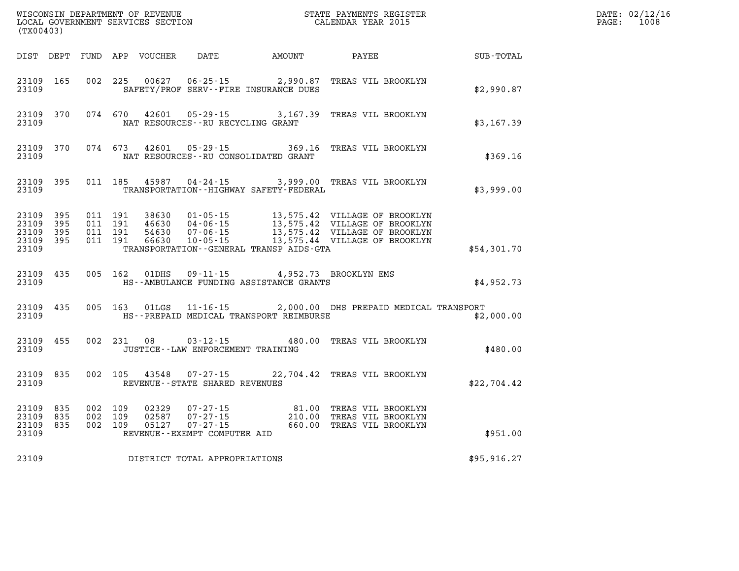WISCONSIN DEPARTMENT OF REVENUE
LOCAL GOVERNMENT SERVICES SECTION
(TX00403)

STATE PAYMENTS REGISTER
CALENDAR YEAR 2015

DATE: 02/12/16
PAGE: 1008

| DIST | DEPT | FUND | APP | VOUCHER | DATE | AMOUNT | PAYEE | SUB-TOTAL |
|---|---|---|---|---|---|---|---|---|
| 23109 | 165 | 002 | 225 | 00627 | 06-25-15 | 2,990.87 | TREAS VIL BROOKLYN | |
| 23109 | | | | SAFETY/PROF SERV--FIRE INSURANCE DUES | | | | $2,990.87 |
| 23109 | 370 | 074 | 670 | 42601 | 05-29-15 | 3,167.39 | TREAS VIL BROOKLYN | |
| 23109 | | | | NAT RESOURCES--RU RECYCLING GRANT | | | | $3,167.39 |
| 23109 | 370 | 074 | 673 | 42601 | 05-29-15 | 369.16 | TREAS VIL BROOKLYN | |
| 23109 | | | | NAT RESOURCES--RU CONSOLIDATED GRANT | | | | $369.16 |
| 23109 | 395 | 011 | 185 | 45987 | 04-24-15 | 3,999.00 | TREAS VIL BROOKLYN | |
| 23109 | | | | TRANSPORTATION--HIGHWAY SAFETY-FEDERAL | | | | $3,999.00 |
| 23109 | 395 | 011 | 191 | 38630 | 01-05-15 | 13,575.42 | VILLAGE OF BROOKLYN | |
| 23109 | 395 | 011 | 191 | 46630 | 04-06-15 | 13,575.42 | VILLAGE OF BROOKLYN | |
| 23109 | 395 | 011 | 191 | 54630 | 07-06-15 | 13,575.42 | VILLAGE OF BROOKLYN | |
| 23109 | 395 | 011 | 191 | 66630 | 10-05-15 | 13,575.44 | VILLAGE OF BROOKLYN | |
| 23109 | | | | TRANSPORTATION--GENERAL TRANSP AIDS-GTA | | | | $54,301.70 |
| 23109 | 435 | 005 | 162 | 01DHS | 09-11-15 | 4,952.73 | BROOKLYN EMS | |
| 23109 | | | | HS--AMBULANCE FUNDING ASSISTANCE GRANTS | | | | $4,952.73 |
| 23109 | 435 | 005 | 163 | 01LGS | 11-16-15 | 2,000.00 | DHS PREPAID MEDICAL TRANSPORT | |
| 23109 | | | | HS--PREPAID MEDICAL TRANSPORT REIMBURSE | | | | $2,000.00 |
| 23109 | 455 | 002 | 231 | 08 | 03-12-15 | 480.00 | TREAS VIL BROOKLYN | |
| 23109 | | | | JUSTICE--LAW ENFORCEMENT TRAINING | | | | $480.00 |
| 23109 | 835 | 002 | 105 | 43548 | 07-27-15 | 22,704.42 | TREAS VIL BROOKLYN | |
| 23109 | | | | REVENUE--STATE SHARED REVENUES | | | | $22,704.42 |
| 23109 | 835 | 002 | 109 | 02329 | 07-27-15 | 81.00 | TREAS VIL BROOKLYN | |
| 23109 | 835 | 002 | 109 | 02587 | 07-27-15 | 210.00 | TREAS VIL BROOKLYN | |
| 23109 | 835 | 002 | 109 | 05127 | 07-27-15 | 660.00 | TREAS VIL BROOKLYN | |
| 23109 | | | | REVENUE--EXEMPT COMPUTER AID | | | | $951.00 |
| 23109 | | | | DISTRICT TOTAL APPROPRIATIONS | | | | $95,916.27 |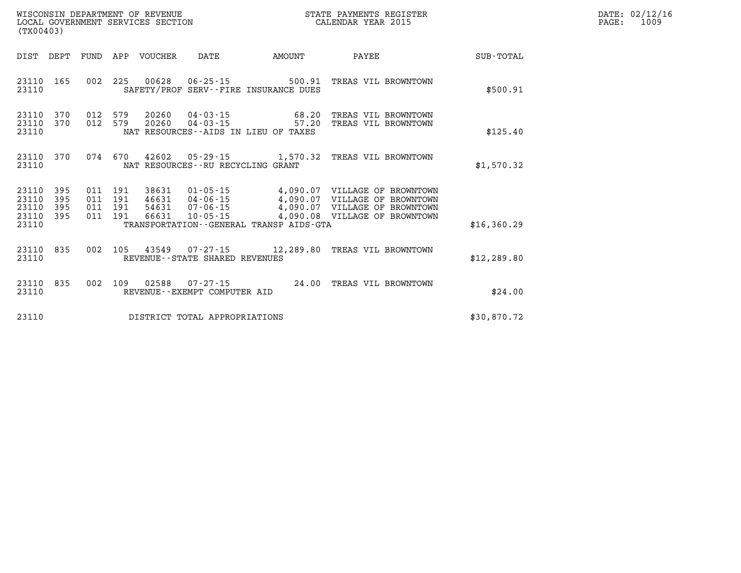WISCONSIN DEPARTMENT OF REVENUE
LOCAL GOVERNMENT SERVICES SECTION
(TX00403)

STATE PAYMENTS REGISTER
CALENDAR YEAR 2015

DATE: 02/12/16

| DIST | DEPT | FUND | APP | VOUCHER | DATE | AMOUNT | PAYEE | SUB-TOTAL |
|---|---|---|---|---|---|---|---|---|
| 23110 | 165 | 002 | 225 | 00628 | 06-25-15 | 500.91 | TREAS VIL BROWNTOWN | |
| 23110 | | | | SAFETY/PROF SERV--FIRE INSURANCE DUES | | | | $500.91 |
| 23110 | 370 | 012 | 579 | 20260 | 04-03-15 | 68.20 | TREAS VIL BROWNTOWN | |
| 23110 | 370 | 012 | 579 | 20260 | 04-03-15 | 57.20 | TREAS VIL BROWNTOWN | |
| 23110 | | | | NAT RESOURCES--AIDS IN LIEU OF TAXES | | | | $125.40 |
| 23110 | 370 | 074 | 670 | 42602 | 05-29-15 | 1,570.32 | TREAS VIL BROWNTOWN | |
| 23110 | | | | NAT RESOURCES--RU RECYCLING GRANT | | | | $1,570.32 |
| 23110 | 395 | 011 | 191 | 38631 | 01-05-15 | 4,090.07 | VILLAGE OF BROWNTOWN | |
| 23110 | 395 | 011 | 191 | 46631 | 04-06-15 | 4,090.07 | VILLAGE OF BROWNTOWN | |
| 23110 | 395 | 011 | 191 | 54631 | 07-06-15 | 4,090.07 | VILLAGE OF BROWNTOWN | |
| 23110 | 395 | 011 | 191 | 66631 | 10-05-15 | 4,090.08 | VILLAGE OF BROWNTOWN | |
| 23110 | | | | TRANSPORTATION--GENERAL TRANSP AIDS-GTA | | | | $16,360.29 |
| 23110 | 835 | 002 | 105 | 43549 | 07-27-15 | 12,289.80 | TREAS VIL BROWNTOWN | |
| 23110 | | | | REVENUE--STATE SHARED REVENUES | | | | $12,289.80 |
| 23110 | 835 | 002 | 109 | 02588 | 07-27-15 | 24.00 | TREAS VIL BROWNTOWN | |
| 23110 | | | | REVENUE--EXEMPT COMPUTER AID | | | | $24.00 |
| 23110 | | | | DISTRICT TOTAL APPROPRIATIONS | | | | $30,870.72 |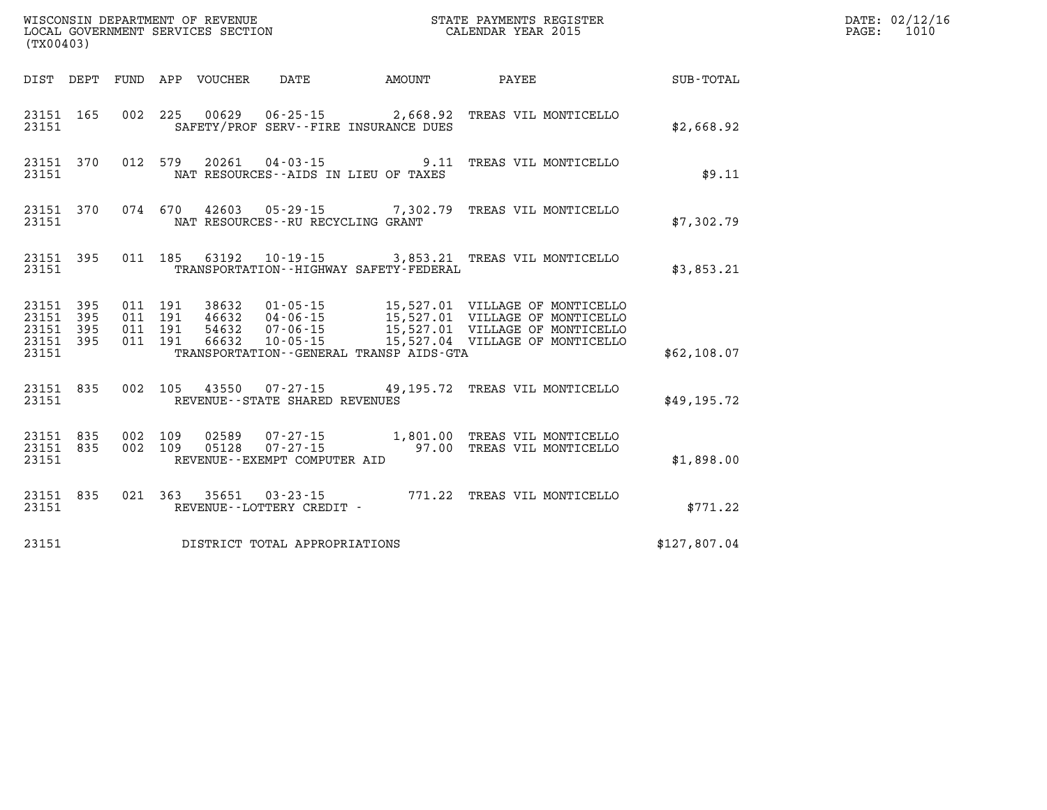WISCONSIN DEPARTMENT OF REVENUE
LOCAL GOVERNMENT SERVICES SECTION
(TX00403)

STATE PAYMENTS REGISTER
CALENDAR YEAR 2015

DATE: 02/12/16
PAGE: 1010

| DIST | DEPT | FUND | APP | VOUCHER | DATE | AMOUNT | PAYEE | SUB-TOTAL |
|---|---|---|---|---|---|---|---|---|
| 23151 | 165 | 002 | 225 | 00629 | 06-25-15 | 2,668.92 | TREAS VIL MONTICELLO | |
| 23151 | | | | SAFETY/PROF SERV--FIRE INSURANCE DUES | | | | $2,668.92 |
| 23151 | 370 | 012 | 579 | 20261 | 04-03-15 | 9.11 | TREAS VIL MONTICELLO | |
| 23151 | | | | NAT RESOURCES--AIDS IN LIEU OF TAXES | | | | $9.11 |
| 23151 | 370 | 074 | 670 | 42603 | 05-29-15 | 7,302.79 | TREAS VIL MONTICELLO | |
| 23151 | | | | NAT RESOURCES--RU RECYCLING GRANT | | | | $7,302.79 |
| 23151 | 395 | 011 | 185 | 63192 | 10-19-15 | 3,853.21 | TREAS VIL MONTICELLO | |
| 23151 | | | | TRANSPORTATION--HIGHWAY SAFETY-FEDERAL | | | | $3,853.21 |
| 23151 | 395 | 011 | 191 | 38632 | 01-05-15 | 15,527.01 | VILLAGE OF MONTICELLO | |
| 23151 | 395 | 011 | 191 | 46632 | 04-06-15 | 15,527.01 | VILLAGE OF MONTICELLO | |
| 23151 | 395 | 011 | 191 | 54632 | 07-06-15 | 15,527.01 | VILLAGE OF MONTICELLO | |
| 23151 | 395 | 011 | 191 | 66632 | 10-05-15 | 15,527.04 | VILLAGE OF MONTICELLO | |
| 23151 | | | | TRANSPORTATION--GENERAL TRANSP AIDS-GTA | | | | $62,108.07 |
| 23151 | 835 | 002 | 105 | 43550 | 07-27-15 | 49,195.72 | TREAS VIL MONTICELLO | |
| 23151 | | | | REVENUE--STATE SHARED REVENUES | | | | $49,195.72 |
| 23151 | 835 | 002 | 109 | 02589 | 07-27-15 | 1,801.00 | TREAS VIL MONTICELLO | |
| 23151 | 835 | 002 | 109 | 05128 | 07-27-15 | 97.00 | TREAS VIL MONTICELLO | |
| 23151 | | | | REVENUE--EXEMPT COMPUTER AID | | | | $1,898.00 |
| 23151 | 835 | 021 | 363 | 35651 | 03-23-15 | 771.22 | TREAS VIL MONTICELLO | |
| 23151 | | | | REVENUE--LOTTERY CREDIT - | | | | $771.22 |
| 23151 | | | | DISTRICT TOTAL APPROPRIATIONS | | | | $127,807.04 |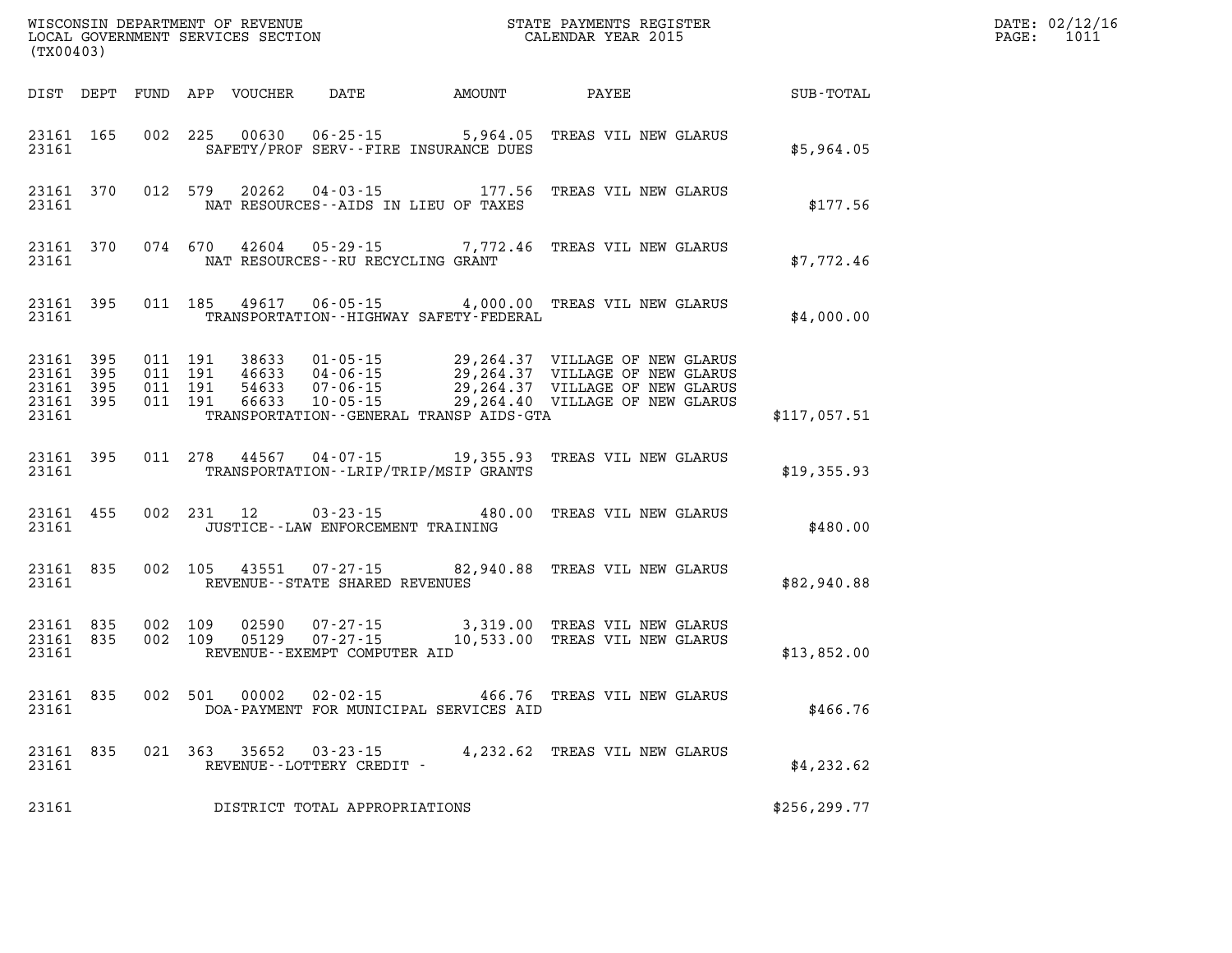WISCONSIN DEPARTMENT OF REVENUE
LOCAL GOVERNMENT SERVICES SECTION
(TX00403)

STATE PAYMENTS REGISTER
CALENDAR YEAR 2015

DATE: 02/12/16
PAGE: 1011

| DIST | DEPT | FUND | APP | VOUCHER | DATE | AMOUNT | PAYEE | SUB-TOTAL |
|---|---|---|---|---|---|---|---|---|
| 23161 | 165 | 002 | 225 | 00630 | 06-25-15 | 5,964.05 | TREAS VIL NEW GLARUS | |
| 23161 | | | | SAFETY/PROF SERV--FIRE INSURANCE DUES | | | | $5,964.05 |
| 23161 | 370 | 012 | 579 | 20262 | 04-03-15 | 177.56 | TREAS VIL NEW GLARUS | |
| 23161 | | | | NAT RESOURCES--AIDS IN LIEU OF TAXES | | | | $177.56 |
| 23161 | 370 | 074 | 670 | 42604 | 05-29-15 | 7,772.46 | TREAS VIL NEW GLARUS | |
| 23161 | | | | NAT RESOURCES--RU RECYCLING GRANT | | | | $7,772.46 |
| 23161 | 395 | 011 | 185 | 49617 | 06-05-15 | 4,000.00 | TREAS VIL NEW GLARUS | |
| 23161 | | | | TRANSPORTATION--HIGHWAY SAFETY-FEDERAL | | | | $4,000.00 |
| 23161 | 395 | 011 | 191 | 38633 | 01-05-15 | 29,264.37 | VILLAGE OF NEW GLARUS | |
| 23161 | 395 | 011 | 191 | 46633 | 04-06-15 | 29,264.37 | VILLAGE OF NEW GLARUS | |
| 23161 | 395 | 011 | 191 | 54633 | 07-06-15 | 29,264.37 | VILLAGE OF NEW GLARUS | |
| 23161 | 395 | 011 | 191 | 66633 | 10-05-15 | 29,264.40 | VILLAGE OF NEW GLARUS | |
| 23161 | | | | TRANSPORTATION--GENERAL TRANSP AIDS-GTA | | | | $117,057.51 |
| 23161 | 395 | 011 | 278 | 44567 | 04-07-15 | 19,355.93 | TREAS VIL NEW GLARUS | |
| 23161 | | | | TRANSPORTATION--LRIP/TRIP/MSIP GRANTS | | | | $19,355.93 |
| 23161 | 455 | 002 | 231 | 12 | 03-23-15 | 480.00 | TREAS VIL NEW GLARUS | |
| 23161 | | | | JUSTICE--LAW ENFORCEMENT TRAINING | | | | $480.00 |
| 23161 | 835 | 002 | 105 | 43551 | 07-27-15 | 82,940.88 | TREAS VIL NEW GLARUS | |
| 23161 | | | | REVENUE--STATE SHARED REVENUES | | | | $82,940.88 |
| 23161 | 835 | 002 | 109 | 02590 | 07-27-15 | 3,319.00 | TREAS VIL NEW GLARUS | |
| 23161 | 835 | 002 | 109 | 05129 | 07-27-15 | 10,533.00 | TREAS VIL NEW GLARUS | |
| 23161 | | | | REVENUE--EXEMPT COMPUTER AID | | | | $13,852.00 |
| 23161 | 835 | 002 | 501 | 00002 | 02-02-15 | 466.76 | TREAS VIL NEW GLARUS | |
| 23161 | | | | DOA-PAYMENT FOR MUNICIPAL SERVICES AID | | | | $466.76 |
| 23161 | 835 | 021 | 363 | 35652 | 03-23-15 | 4,232.62 | TREAS VIL NEW GLARUS | |
| 23161 | | | | REVENUE--LOTTERY CREDIT - | | | | $4,232.62 |
| 23161 | | | | DISTRICT TOTAL APPROPRIATIONS | | | | $256,299.77 |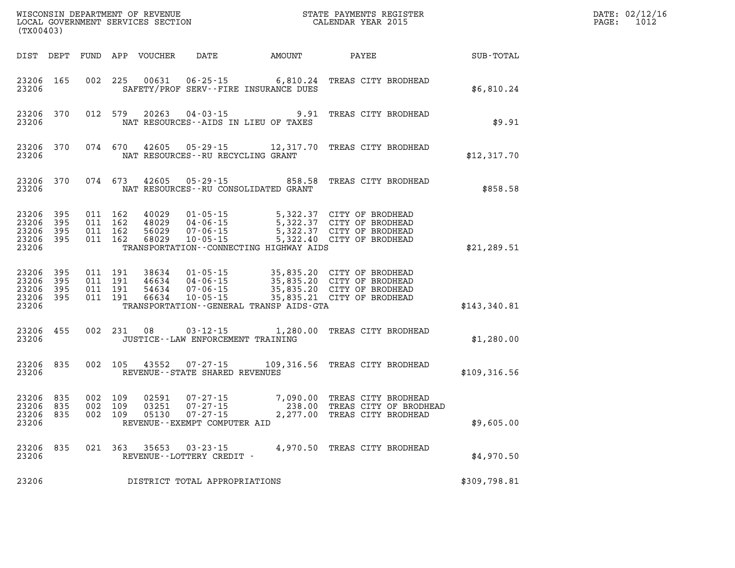WISCONSIN DEPARTMENT OF REVENUE
LOCAL GOVERNMENT SERVICES SECTION
(TX00403)

STATE PAYMENTS REGISTER
CALENDAR YEAR 2015

DATE: 02/12/16
PAGE: 1012

| DIST | DEPT | FUND | APP | VOUCHER | DATE | AMOUNT | PAYEE | SUB-TOTAL |
|---|---|---|---|---|---|---|---|---|
| 23206 | 165 | 002 | 225 | 00631 | 06-25-15 | 6,810.24 | TREAS CITY BRODHEAD | |
| 23206 | | | | | SAFETY/PROF SERV--FIRE INSURANCE DUES | | | $6,810.24 |
| 23206 | 370 | 012 | 579 | 20263 | 04-03-15 | 9.91 | TREAS CITY BRODHEAD | |
| 23206 | | | | | NAT RESOURCES--AIDS IN LIEU OF TAXES | | | $9.91 |
| 23206 | 370 | 074 | 670 | 42605 | 05-29-15 | 12,317.70 | TREAS CITY BRODHEAD | |
| 23206 | | | | | NAT RESOURCES--RU RECYCLING GRANT | | | $12,317.70 |
| 23206 | 370 | 074 | 673 | 42605 | 05-29-15 | 858.58 | TREAS CITY BRODHEAD | |
| 23206 | | | | | NAT RESOURCES--RU CONSOLIDATED GRANT | | | $858.58 |
| 23206 | 395 | 011 | 162 | 40029 | 01-05-15 | 5,322.37 | CITY OF BRODHEAD | |
| 23206 | 395 | 011 | 162 | 48029 | 04-06-15 | 5,322.37 | CITY OF BRODHEAD | |
| 23206 | 395 | 011 | 162 | 56029 | 07-06-15 | 5,322.37 | CITY OF BRODHEAD | |
| 23206 | 395 | 011 | 162 | 68029 | 10-05-15 | 5,322.40 | CITY OF BRODHEAD | |
| 23206 | | | | | TRANSPORTATION--CONNECTING HIGHWAY AIDS | | | $21,289.51 |
| 23206 | 395 | 011 | 191 | 38634 | 01-05-15 | 35,835.20 | CITY OF BRODHEAD | |
| 23206 | 395 | 011 | 191 | 46634 | 04-06-15 | 35,835.20 | CITY OF BRODHEAD | |
| 23206 | 395 | 011 | 191 | 54634 | 07-06-15 | 35,835.20 | CITY OF BRODHEAD | |
| 23206 | 395 | 011 | 191 | 66634 | 10-05-15 | 35,835.21 | CITY OF BRODHEAD | |
| 23206 | | | | | TRANSPORTATION--GENERAL TRANSP AIDS-GTA | | | $143,340.81 |
| 23206 | 455 | 002 | 231 | 08 | 03-12-15 | 1,280.00 | TREAS CITY BRODHEAD | |
| 23206 | | | | | JUSTICE--LAW ENFORCEMENT TRAINING | | | $1,280.00 |
| 23206 | 835 | 002 | 105 | 43552 | 07-27-15 | 109,316.56 | TREAS CITY BRODHEAD | |
| 23206 | | | | | REVENUE--STATE SHARED REVENUES | | | $109,316.56 |
| 23206 | 835 | 002 | 109 | 02591 | 07-27-15 | 7,090.00 | TREAS CITY BRODHEAD | |
| 23206 | 835 | 002 | 109 | 03251 | 07-27-15 | 238.00 | TREAS CITY OF BRODHEAD | |
| 23206 | 835 | 002 | 109 | 05130 | 07-27-15 | 2,277.00 | TREAS CITY BRODHEAD | |
| 23206 | | | | | REVENUE--EXEMPT COMPUTER AID | | | $9,605.00 |
| 23206 | 835 | 021 | 363 | 35653 | 03-23-15 | 4,970.50 | TREAS CITY BRODHEAD | |
| 23206 | | | | | REVENUE--LOTTERY CREDIT - | | | $4,970.50 |
| 23206 | | | | | DISTRICT TOTAL APPROPRIATIONS | | | $309,798.81 |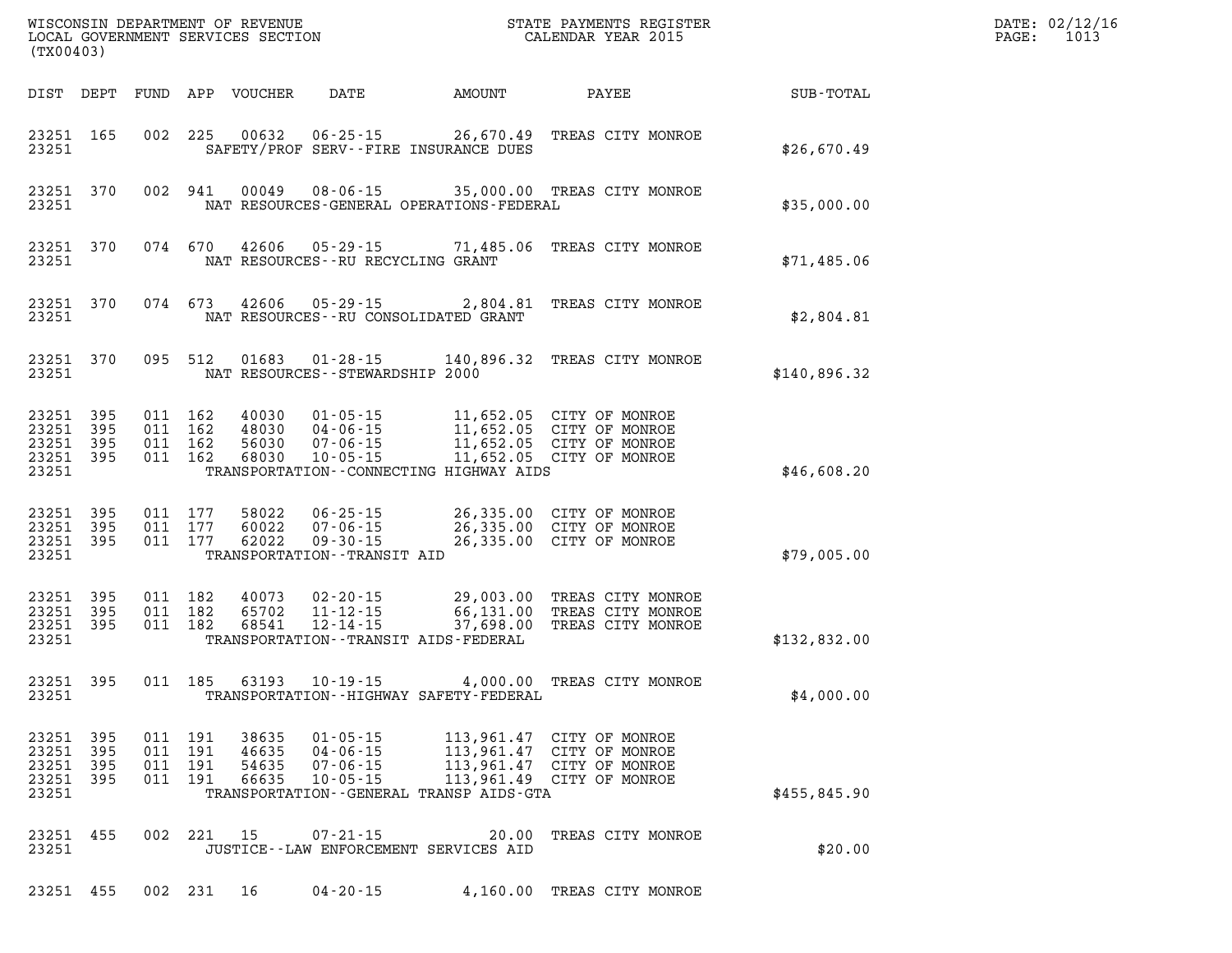| DIST | DEPT | FUND | APP | VOUCHER | DATE | AMOUNT | PAYEE | SUB-TOTAL |
|---|---|---|---|---|---|---|---|---|
| 23251 | 165 | 002 | 225 | 00632 | 06-25-15 | 26,670.49 | TREAS CITY MONROE | |
| 23251 | | | | SAFETY/PROF SERV--FIRE INSURANCE DUES | | | | $26,670.49 |
| 23251 | 370 | 002 | 941 | 00049 | 08-06-15 | 35,000.00 | TREAS CITY MONROE | |
| 23251 | | | | NAT RESOURCES-GENERAL OPERATIONS-FEDERAL | | | | $35,000.00 |
| 23251 | 370 | 074 | 670 | 42606 | 05-29-15 | 71,485.06 | TREAS CITY MONROE | |
| 23251 | | | | NAT RESOURCES--RU RECYCLING GRANT | | | | $71,485.06 |
| 23251 | 370 | 074 | 673 | 42606 | 05-29-15 | 2,804.81 | TREAS CITY MONROE | |
| 23251 | | | | NAT RESOURCES--RU CONSOLIDATED GRANT | | | | $2,804.81 |
| 23251 | 370 | 095 | 512 | 01683 | 01-28-15 | 140,896.32 | TREAS CITY MONROE | |
| 23251 | | | | NAT RESOURCES--STEWARDSHIP 2000 | | | | $140,896.32 |
| 23251 | 395 | 011 | 162 | 40030 | 01-05-15 | 11,652.05 | CITY OF MONROE | |
| 23251 | 395 | 011 | 162 | 48030 | 04-06-15 | 11,652.05 | CITY OF MONROE | |
| 23251 | 395 | 011 | 162 | 56030 | 07-06-15 | 11,652.05 | CITY OF MONROE | |
| 23251 | 395 | 011 | 162 | 68030 | 10-05-15 | 11,652.05 | CITY OF MONROE | |
| 23251 | | | | TRANSPORTATION--CONNECTING HIGHWAY AIDS | | | | $46,608.20 |
| 23251 | 395 | 011 | 177 | 58022 | 06-25-15 | 26,335.00 | CITY OF MONROE | |
| 23251 | 395 | 011 | 177 | 60022 | 07-06-15 | 26,335.00 | CITY OF MONROE | |
| 23251 | 395 | 011 | 177 | 62022 | 09-30-15 | 26,335.00 | CITY OF MONROE | |
| 23251 | | | | TRANSPORTATION--TRANSIT AID | | | | $79,005.00 |
| 23251 | 395 | 011 | 182 | 40073 | 02-20-15 | 29,003.00 | TREAS CITY MONROE | |
| 23251 | 395 | 011 | 182 | 65702 | 11-12-15 | 66,131.00 | TREAS CITY MONROE | |
| 23251 | 395 | 011 | 182 | 68541 | 12-14-15 | 37,698.00 | TREAS CITY MONROE | |
| 23251 | | | | TRANSPORTATION--TRANSIT AIDS-FEDERAL | | | | $132,832.00 |
| 23251 | 395 | 011 | 185 | 63193 | 10-19-15 | 4,000.00 | TREAS CITY MONROE | |
| 23251 | | | | TRANSPORTATION--HIGHWAY SAFETY-FEDERAL | | | | $4,000.00 |
| 23251 | 395 | 011 | 191 | 38635 | 01-05-15 | 113,961.47 | CITY OF MONROE | |
| 23251 | 395 | 011 | 191 | 46635 | 04-06-15 | 113,961.47 | CITY OF MONROE | |
| 23251 | 395 | 011 | 191 | 54635 | 07-06-15 | 113,961.47 | CITY OF MONROE | |
| 23251 | 395 | 011 | 191 | 66635 | 10-05-15 | 113,961.49 | CITY OF MONROE | |
| 23251 | | | | TRANSPORTATION--GENERAL TRANSP AIDS-GTA | | | | $455,845.90 |
| 23251 | 455 | 002 | 221 | 15 | 07-21-15 | 20.00 | TREAS CITY MONROE | |
| 23251 | | | | JUSTICE--LAW ENFORCEMENT SERVICES AID | | | | $20.00 |
| 23251 | 455 | 002 | 231 | 16 | 04-20-15 | 4,160.00 | TREAS CITY MONROE | |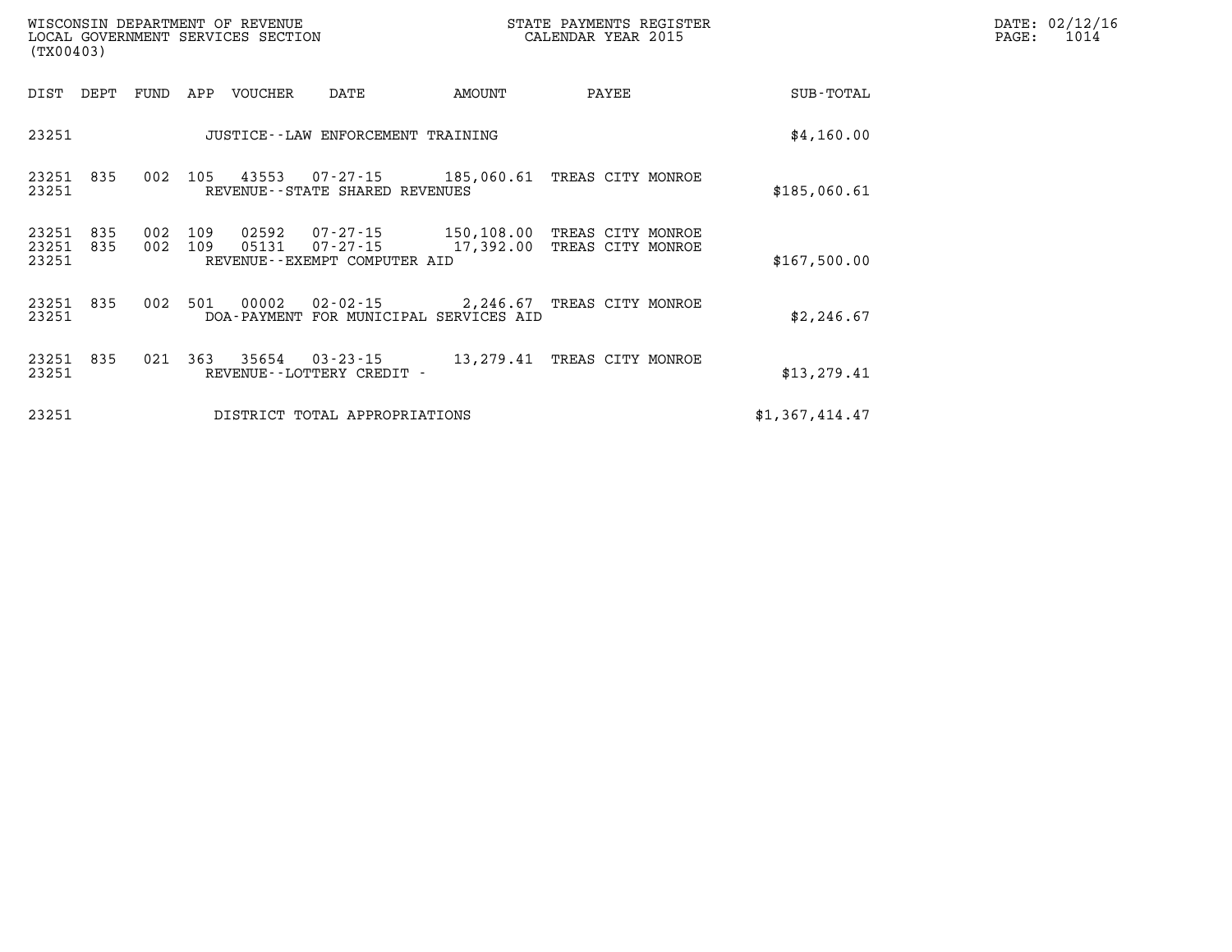| DIST | DEPT | FUND | APP | VOUCHER | DATE | AMOUNT | PAYEE | SUB-TOTAL |
|---|---|---|---|---|---|---|---|---|
| 23251 | | | | JUSTICE--LAW ENFORCEMENT TRAINING | | | | $4,160.00 |
| 23251 | 835 | 002 | 105 | 43553 | 07-27-15 | 185,060.61 | TREAS CITY MONROE | |
| 23251 | | | | REVENUE--STATE SHARED REVENUES | | | | $185,060.61 |
| 23251 | 835 | 002 | 109 | 02592 | 07-27-15 | 150,108.00 | TREAS CITY MONROE | |
| 23251 | 835 | 002 | 109 | 05131 | 07-27-15 | 17,392.00 | TREAS CITY MONROE | |
| 23251 | | | | REVENUE--EXEMPT COMPUTER AID | | | | $167,500.00 |
| 23251 | 835 | 002 | 501 | 00002 | 02-02-15 | 2,246.67 | TREAS CITY MONROE | |
| 23251 | | | | DOA-PAYMENT FOR MUNICIPAL SERVICES AID | | | | $2,246.67 |
| 23251 | 835 | 021 | 363 | 35654 | 03-23-15 | 13,279.41 | TREAS CITY MONROE | |
| 23251 | | | | REVENUE--LOTTERY CREDIT - | | | | $13,279.41 |
| 23251 | | | | DISTRICT TOTAL APPROPRIATIONS | | | | $1,367,414.47 |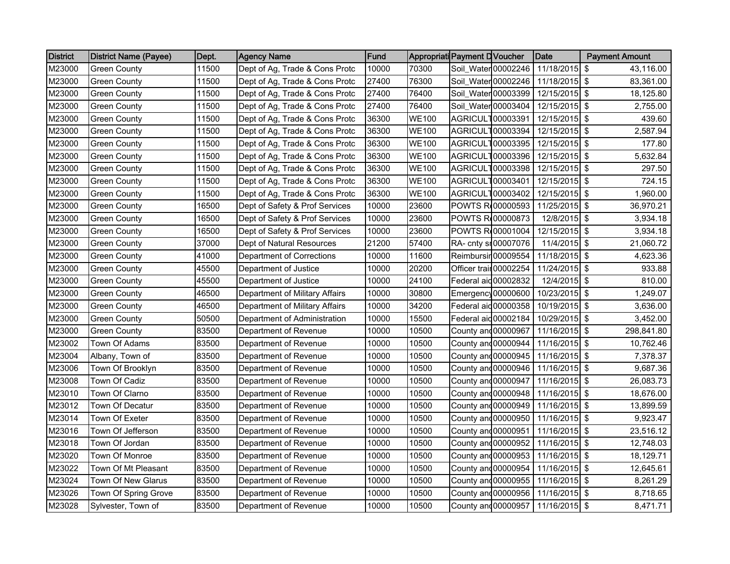| District | District Name (Payee) | Dept. | Agency Name | Fund | Appropriati | Payment D | Voucher | Date | Payment Amount |
|---|---|---|---|---|---|---|---|---|---|
| M23000 | Green County | 11500 | Dept of Ag, Trade & Cons Protc | 10000 | 70300 | Soil_Water | 00002246 | 11/18/2015 | $ 43,116.00 |
| M23000 | Green County | 11500 | Dept of Ag, Trade & Cons Protc | 27400 | 76300 | Soil_Water | 00002246 | 11/18/2015 | $ 83,361.00 |
| M23000 | Green County | 11500 | Dept of Ag, Trade & Cons Protc | 27400 | 76400 | Soil_Water | 00003399 | 12/15/2015 | $ 18,125.80 |
| M23000 | Green County | 11500 | Dept of Ag, Trade & Cons Protc | 27400 | 76400 | Soil_Water | 00003404 | 12/15/2015 | $ 2,755.00 |
| M23000 | Green County | 11500 | Dept of Ag, Trade & Cons Protc | 36300 | WE100 | AGRICULT | 00003391 | 12/15/2015 | $ 439.60 |
| M23000 | Green County | 11500 | Dept of Ag, Trade & Cons Protc | 36300 | WE100 | AGRICULT | 00003394 | 12/15/2015 | $ 2,587.94 |
| M23000 | Green County | 11500 | Dept of Ag, Trade & Cons Protc | 36300 | WE100 | AGRICULT | 00003395 | 12/15/2015 | $ 177.80 |
| M23000 | Green County | 11500 | Dept of Ag, Trade & Cons Protc | 36300 | WE100 | AGRICULT | 00003396 | 12/15/2015 | $ 5,632.84 |
| M23000 | Green County | 11500 | Dept of Ag, Trade & Cons Protc | 36300 | WE100 | AGRICULT | 00003398 | 12/15/2015 | $ 297.50 |
| M23000 | Green County | 11500 | Dept of Ag, Trade & Cons Protc | 36300 | WE100 | AGRICULT | 00003401 | 12/15/2015 | $ 724.15 |
| M23000 | Green County | 11500 | Dept of Ag, Trade & Cons Protc | 36300 | WE100 | AGRICULT | 00003402 | 12/15/2015 | $ 1,960.00 |
| M23000 | Green County | 16500 | Dept of Safety & Prof Services | 10000 | 23600 | POWTS R | 00000593 | 11/25/2015 | $ 36,970.21 |
| M23000 | Green County | 16500 | Dept of Safety & Prof Services | 10000 | 23600 | POWTS R | 00000873 | 12/8/2015 | $ 3,934.18 |
| M23000 | Green County | 16500 | Dept of Safety & Prof Services | 10000 | 23600 | POWTS R | 00001004 | 12/15/2015 | $ 3,934.18 |
| M23000 | Green County | 37000 | Dept of Natural Resources | 21200 | 57400 | RA- cnty s | 00007076 | 11/4/2015 | $ 21,060.72 |
| M23000 | Green County | 41000 | Department of Corrections | 10000 | 11600 | Reimbursi | 00009554 | 11/18/2015 | $ 4,623.36 |
| M23000 | Green County | 45500 | Department of Justice | 10000 | 20200 | Officer trai | 00002254 | 11/24/2015 | $ 933.88 |
| M23000 | Green County | 45500 | Department of Justice | 10000 | 24100 | Federal aid | 00002832 | 12/4/2015 | $ 810.00 |
| M23000 | Green County | 46500 | Department of Military Affairs | 10000 | 30800 | Emergency | 00000600 | 10/23/2015 | $ 1,249.07 |
| M23000 | Green County | 46500 | Department of Military Affairs | 10000 | 34200 | Federal aid | 00000358 | 10/19/2015 | $ 3,636.00 |
| M23000 | Green County | 50500 | Department of Administration | 10000 | 15500 | Federal aid | 00002184 | 10/29/2015 | $ 3,452.00 |
| M23000 | Green County | 83500 | Department of Revenue | 10000 | 10500 | County and | 00000967 | 11/16/2015 | $ 298,841.80 |
| M23002 | Town Of Adams | 83500 | Department of Revenue | 10000 | 10500 | County and | 00000944 | 11/16/2015 | $ 10,762.46 |
| M23004 | Albany, Town of | 83500 | Department of Revenue | 10000 | 10500 | County and | 00000945 | 11/16/2015 | $ 7,378.37 |
| M23006 | Town Of Brooklyn | 83500 | Department of Revenue | 10000 | 10500 | County and | 00000946 | 11/16/2015 | $ 9,687.36 |
| M23008 | Town Of Cadiz | 83500 | Department of Revenue | 10000 | 10500 | County and | 00000947 | 11/16/2015 | $ 26,083.73 |
| M23010 | Town Of Clarno | 83500 | Department of Revenue | 10000 | 10500 | County and | 00000948 | 11/16/2015 | $ 18,676.00 |
| M23012 | Town Of Decatur | 83500 | Department of Revenue | 10000 | 10500 | County and | 00000949 | 11/16/2015 | $ 13,899.59 |
| M23014 | Town Of Exeter | 83500 | Department of Revenue | 10000 | 10500 | County and | 00000950 | 11/16/2015 | $ 9,923.47 |
| M23016 | Town Of Jefferson | 83500 | Department of Revenue | 10000 | 10500 | County and | 00000951 | 11/16/2015 | $ 23,516.12 |
| M23018 | Town Of Jordan | 83500 | Department of Revenue | 10000 | 10500 | County and | 00000952 | 11/16/2015 | $ 12,748.03 |
| M23020 | Town Of Monroe | 83500 | Department of Revenue | 10000 | 10500 | County and | 00000953 | 11/16/2015 | $ 18,129.71 |
| M23022 | Town Of Mt Pleasant | 83500 | Department of Revenue | 10000 | 10500 | County and | 00000954 | 11/16/2015 | $ 12,645.61 |
| M23024 | Town Of New Glarus | 83500 | Department of Revenue | 10000 | 10500 | County and | 00000955 | 11/16/2015 | $ 8,261.29 |
| M23026 | Town Of Spring Grove | 83500 | Department of Revenue | 10000 | 10500 | County and | 00000956 | 11/16/2015 | $ 8,718.65 |
| M23028 | Sylvester, Town of | 83500 | Department of Revenue | 10000 | 10500 | County and | 00000957 | 11/16/2015 | $ 8,471.71 |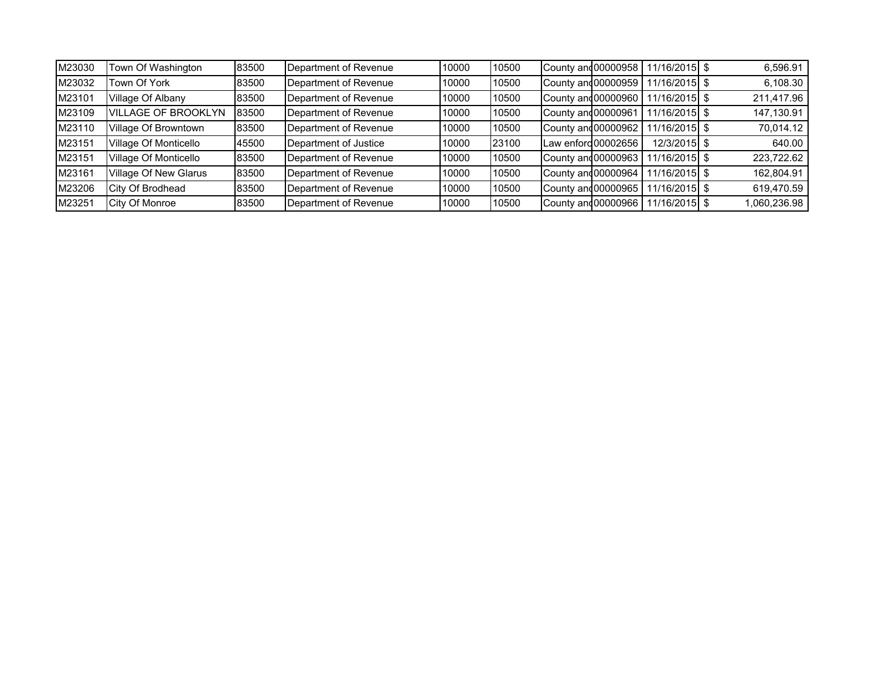| | | | | | | | | | | |
|---|---|---|---|---|---|---|---|---|---|---|
| M23030 | Town Of Washington | 83500 | Department of Revenue | 10000 | 10500 | County and | 00000958 | 11/16/2015 | $ | 6,596.91 |
| M23032 | Town Of York | 83500 | Department of Revenue | 10000 | 10500 | County and | 00000959 | 11/16/2015 | $ | 6,108.30 |
| M23101 | Village Of Albany | 83500 | Department of Revenue | 10000 | 10500 | County and | 00000960 | 11/16/2015 | $ | 211,417.96 |
| M23109 | VILLAGE OF BROOKLYN | 83500 | Department of Revenue | 10000 | 10500 | County and | 00000961 | 11/16/2015 | $ | 147,130.91 |
| M23110 | Village Of Browntown | 83500 | Department of Revenue | 10000 | 10500 | County and | 00000962 | 11/16/2015 | $ | 70,014.12 |
| M23151 | Village Of Monticello | 45500 | Department of Justice | 10000 | 23100 | Law enforc | 00002656 | 12/3/2015 | $ | 640.00 |
| M23151 | Village Of Monticello | 83500 | Department of Revenue | 10000 | 10500 | County and | 00000963 | 11/16/2015 | $ | 223,722.62 |
| M23161 | Village Of New Glarus | 83500 | Department of Revenue | 10000 | 10500 | County and | 00000964 | 11/16/2015 | $ | 162,804.91 |
| M23206 | City Of Brodhead | 83500 | Department of Revenue | 10000 | 10500 | County and | 00000965 | 11/16/2015 | $ | 619,470.59 |
| M23251 | City Of Monroe | 83500 | Department of Revenue | 10000 | 10500 | County and | 00000966 | 11/16/2015 | $ | 1,060,236.98 |